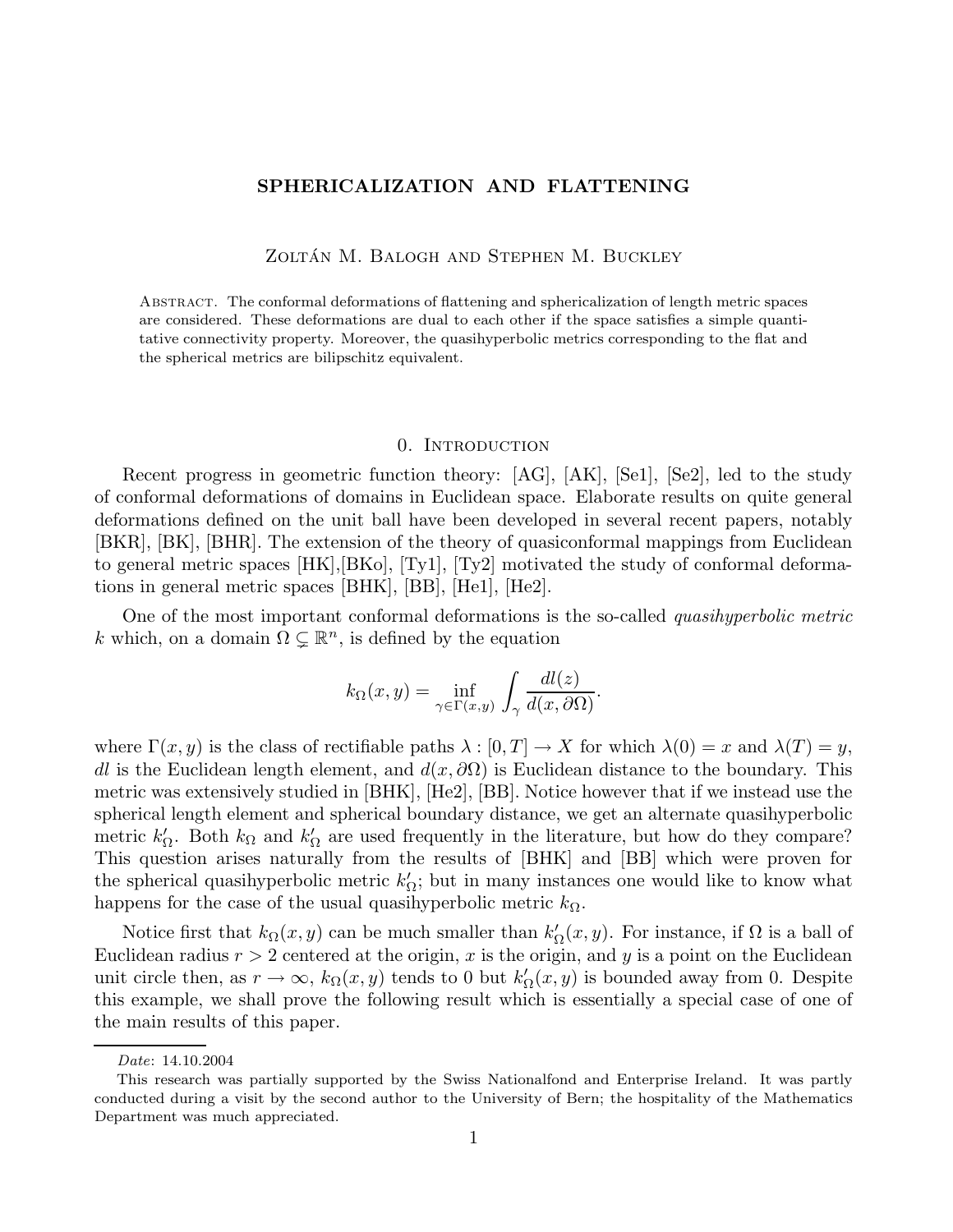# SPHERICALIZATION AND FLATTENING

Zoltán M. Balogh and Stephen M. Buckley

Abstract. The conformal deformations of flattening and sphericalization of length metric spaces are considered. These deformations are dual to each other if the space satisfies a simple quantitative connectivity property. Moreover, the quasihyperbolic metrics corresponding to the flat and the spherical metrics are bilipschitz equivalent.

## 0. Introduction

Recent progress in geometric function theory: [AG], [AK], [Se1], [Se2], led to the study of conformal deformations of domains in Euclidean space. Elaborate results on quite general deformations defined on the unit ball have been developed in several recent papers, notably [BKR], [BK], [BHR]. The extension of the theory of quasiconformal mappings from Euclidean to general metric spaces [HK],[BKo], [Ty1], [Ty2] motivated the study of conformal deformations in general metric spaces [BHK], [BB], [He1], [He2].

One of the most important conformal deformations is the so-called *quasihyperbolic metric* $k$ which, on a domain $\Omega \subsetneq \mathbb{R}^n$, is defined by the equation

$$k_\Omega(x,y) = \inf_{\gamma \in \Gamma(x,y)} \int_\gamma \frac{dl(z)}{d(x,\partial\Omega)}.$$

where $\Gamma(x,y)$ is the class of rectifiable paths $\lambda : [0,T] \to X$ for which $\lambda(0) = x$ and $\lambda(T) = y$, $dl$ is the Euclidean length element, and $d(x,\partial\Omega)$ is Euclidean distance to the boundary. This metric was extensively studied in [BHK], [He2], [BB]. Notice however that if we instead use the spherical length element and spherical boundary distance, we get an alternate quasihyperbolic metric $k'_\Omega$. Both $k_\Omega$ and $k'_\Omega$ are used frequently in the literature, but how do they compare? This question arises naturally from the results of [BHK] and [BB] which were proven for the spherical quasihyperbolic metric $k'_\Omega$; but in many instances one would like to know what happens for the case of the usual quasihyperbolic metric $k_\Omega$.

Notice first that $k_\Omega(x,y)$ can be much smaller than $k'_\Omega(x,y)$. For instance, if $\Omega$ is a ball of Euclidean radius $r > 2$ centered at the origin, $x$ is the origin, and $y$ is a point on the Euclidean unit circle then, as $r \to \infty$, $k_\Omega(x,y)$ tends to 0 but $k'_\Omega(x,y)$ is bounded away from 0. Despite this example, we shall prove the following result which is essentially a special case of one of the main results of this paper.

---

*Date*: 14.10.2004

This research was partially supported by the Swiss Nationalfond and Enterprise Ireland. It was partly conducted during a visit by the second author to the University of Bern; the hospitality of the Mathematics Department was much appreciated.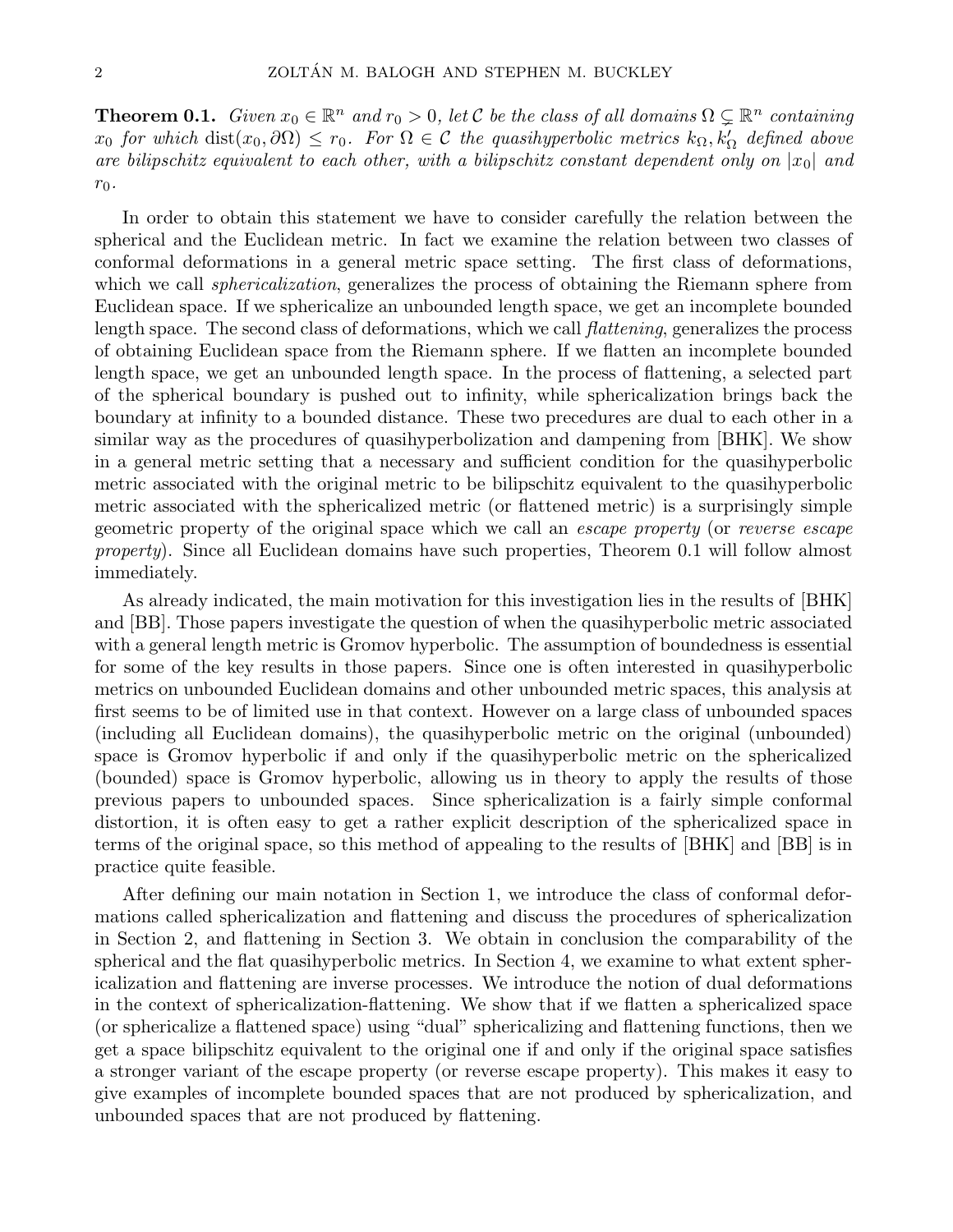**Theorem 0.1.** *Given $x_0 \in \mathbb{R}^n$ and $r_0 > 0$, let $\mathcal{C}$ be the class of all domains $\Omega \subsetneq \mathbb{R}^n$ containing $x_0$ for which $\operatorname{dist}(x_0, \partial\Omega) \le r_0$. For $\Omega \in \mathcal{C}$ the quasihyperbolic metrics $k_\Omega, k'_\Omega$ defined above are bilipschitz equivalent to each other, with a bilipschitz constant dependent only on $|x_0|$ and $r_0$.*

In order to obtain this statement we have to consider carefully the relation between the spherical and the Euclidean metric. In fact we examine the relation between two classes of conformal deformations in a general metric space setting. The first class of deformations, which we call *sphericalization*, generalizes the process of obtaining the Riemann sphere from Euclidean space. If we sphericalize an unbounded length space, we get an incomplete bounded length space. The second class of deformations, which we call *flattening*, generalizes the process of obtaining Euclidean space from the Riemann sphere. If we flatten an incomplete bounded length space, we get an unbounded length space. In the process of flattening, a selected part of the spherical boundary is pushed out to infinity, while sphericalization brings back the boundary at infinity to a bounded distance. These two precedures are dual to each other in a similar way as the procedures of quasihyperbolization and dampening from [BHK]. We show in a general metric setting that a necessary and sufficient condition for the quasihyperbolic metric associated with the original metric to be bilipschitz equivalent to the quasihyperbolic metric associated with the sphericalized metric (or flattened metric) is a surprisingly simple geometric property of the original space which we call an *escape property* (or *reverse escape property*). Since all Euclidean domains have such properties, Theorem 0.1 will follow almost immediately.

As already indicated, the main motivation for this investigation lies in the results of [BHK] and [BB]. Those papers investigate the question of when the quasihyperbolic metric associated with a general length metric is Gromov hyperbolic. The assumption of boundedness is essential for some of the key results in those papers. Since one is often interested in quasihyperbolic metrics on unbounded Euclidean domains and other unbounded metric spaces, this analysis at first seems to be of limited use in that context. However on a large class of unbounded spaces (including all Euclidean domains), the quasihyperbolic metric on the original (unbounded) space is Gromov hyperbolic if and only if the quasihyperbolic metric on the sphericalized (bounded) space is Gromov hyperbolic, allowing us in theory to apply the results of those previous papers to unbounded spaces. Since sphericalization is a fairly simple conformal distortion, it is often easy to get a rather explicit description of the sphericalized space in terms of the original space, so this method of appealing to the results of [BHK] and [BB] is in practice quite feasible.

After defining our main notation in Section 1, we introduce the class of conformal deformations called sphericalization and flattening and discuss the procedures of sphericalization in Section 2, and flattening in Section 3. We obtain in conclusion the comparability of the spherical and the flat quasihyperbolic metrics. In Section 4, we examine to what extent sphericalization and flattening are inverse processes. We introduce the notion of dual deformations in the context of sphericalization-flattening. We show that if we flatten a sphericalized space (or sphericalize a flattened space) using "dual" sphericalizing and flattening functions, then we get a space bilipschitz equivalent to the original one if and only if the original space satisfies a stronger variant of the escape property (or reverse escape property). This makes it easy to give examples of incomplete bounded spaces that are not produced by sphericalization, and unbounded spaces that are not produced by flattening.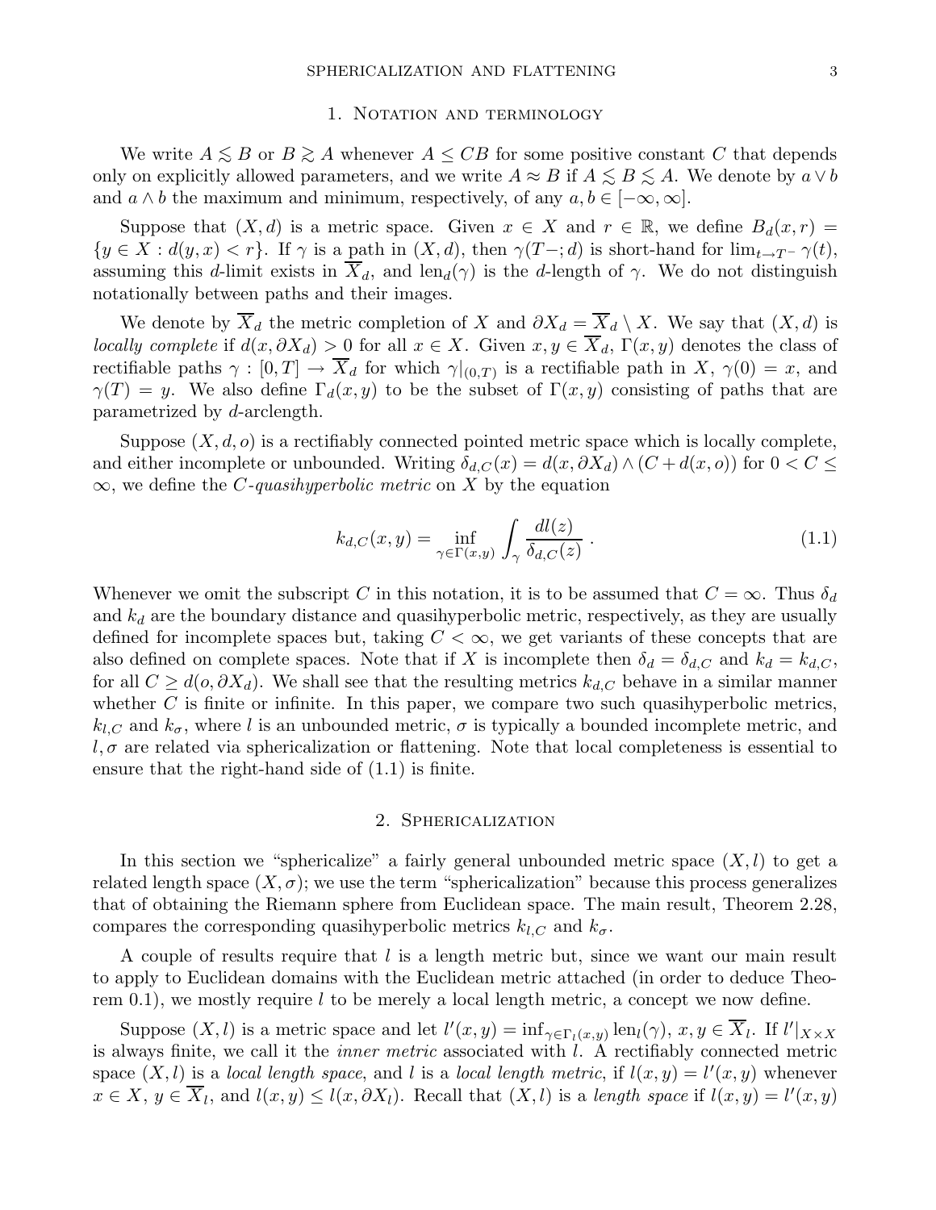## 1. Notation and terminology

We write $A \lesssim B$ or $B \gtrsim A$ whenever $A \le CB$ for some positive constant $C$ that depends only on explicitly allowed parameters, and we write $A \approx B$ if $A \lesssim B \lesssim A$. We denote by $a \vee b$ and $a \wedge b$ the maximum and minimum, respectively, of any $a, b \in [-\infty, \infty]$.

Suppose that $(X, d)$ is a metric space. Given $x \in X$ and $r \in \mathbb{R}$, we define $B_d(x, r) = \{y \in X : d(y, x) < r\}$. If $\gamma$ is a path in $(X, d)$, then $\gamma(T-; d)$ is short-hand for $\lim_{t \to T^-} \gamma(t)$, assuming this $d$-limit exists in $\overline{X}_d$, and $\mathrm{len}_d(\gamma)$ is the $d$-length of $\gamma$. We do not distinguish notationally between paths and their images.

We denote by $\overline{X}_d$ the metric completion of $X$ and $\partial X_d = \overline{X}_d \setminus X$. We say that $(X, d)$ is *locally complete* if $d(x, \partial X_d) > 0$ for all $x \in X$. Given $x, y \in \overline{X}_d$, $\Gamma(x, y)$ denotes the class of rectifiable paths $\gamma : [0, T] \to \overline{X}_d$ for which $\gamma|_{(0,T)}$ is a rectifiable path in $X$, $\gamma(0) = x$, and $\gamma(T) = y$. We also define $\Gamma_d(x, y)$ to be the subset of $\Gamma(x, y)$ consisting of paths that are parametrized by $d$-arclength.

Suppose $(X, d, o)$ is a rectifiably connected pointed metric space which is locally complete, and either incomplete or unbounded. Writing $\delta_{d,C}(x) = d(x, \partial X_d) \wedge (C + d(x, o))$ for $0 < C \le \infty$, we define the *$C$-quasihyperbolic metric* on $X$ by the equation

$$k_{d,C}(x, y) = \inf_{\gamma \in \Gamma(x,y)} \int_\gamma \frac{dl(z)}{\delta_{d,C}(z)} \,. \tag{1.1}$$

Whenever we omit the subscript $C$ in this notation, it is to be assumed that $C = \infty$. Thus $\delta_d$ and $k_d$ are the boundary distance and quasihyperbolic metric, respectively, as they are usually defined for incomplete spaces but, taking $C < \infty$, we get variants of these concepts that are also defined on complete spaces. Note that if $X$ is incomplete then $\delta_d = \delta_{d,C}$ and $k_d = k_{d,C}$, for all $C \ge d(o, \partial X_d)$. We shall see that the resulting metrics $k_{d,C}$ behave in a similar manner whether $C$ is finite or infinite. In this paper, we compare two such quasihyperbolic metrics, $k_{l,C}$ and $k_\sigma$, where $l$ is an unbounded metric, $\sigma$ is typically a bounded incomplete metric, and $l, \sigma$ are related via sphericalization or flattening. Note that local completeness is essential to ensure that the right-hand side of (1.1) is finite.

## 2. Sphericalization

In this section we "sphericalize" a fairly general unbounded metric space $(X, l)$ to get a related length space $(X, \sigma)$; we use the term "sphericalization" because this process generalizes that of obtaining the Riemann sphere from Euclidean space. The main result, Theorem 2.28, compares the corresponding quasihyperbolic metrics $k_{l,C}$ and $k_\sigma$.

A couple of results require that $l$ is a length metric but, since we want our main result to apply to Euclidean domains with the Euclidean metric attached (in order to deduce Theorem 0.1), we mostly require $l$ to be merely a local length metric, a concept we now define.

Suppose $(X, l)$ is a metric space and let $l'(x, y) = \inf_{\gamma \in \Gamma_l(x,y)} \mathrm{len}_l(\gamma)$, $x, y \in \overline{X}_l$. If $l'|_{X \times X}$ is always finite, we call it the *inner metric* associated with $l$. A rectifiably connected metric space $(X, l)$ is a *local length space*, and $l$ is a *local length metric*, if $l(x, y) = l'(x, y)$ whenever $x \in X$, $y \in \overline{X}_l$, and $l(x, y) \le l(x, \partial X_l)$. Recall that $(X, l)$ is a *length space* if $l(x, y) = l'(x, y)$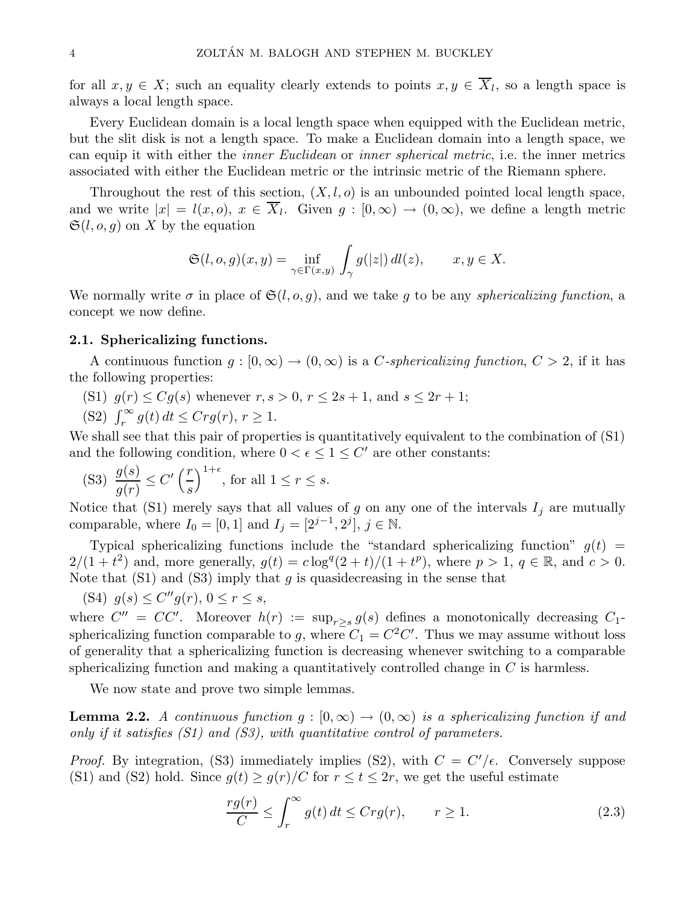for all $x, y \in X$; such an equality clearly extends to points $x, y \in \overline{X}_l$, so a length space is always a local length space.

Every Euclidean domain is a local length space when equipped with the Euclidean metric, but the slit disk is not a length space. To make a Euclidean domain into a length space, we can equip it with either the *inner Euclidean* or *inner spherical metric*, i.e. the inner metrics associated with either the Euclidean metric or the intrinsic metric of the Riemann sphere.

Throughout the rest of this section, $(X, l, o)$ is an unbounded pointed local length space, and we write $|x| = l(x, o)$, $x \in \overline{X}_l$. Given $g : [0, \infty) \to (0, \infty)$, we define a length metric $\mathfrak{S}(l, o, g)$ on $X$ by the equation

$$\mathfrak{S}(l, o, g)(x, y) = \inf_{\gamma \in \Gamma(x,y)} \int_\gamma g(|z|)\, dl(z), \qquad x, y \in X.$$

We normally write $\sigma$ in place of $\mathfrak{S}(l, o, g)$, and we take $g$ to be any *sphericalizing function*, a concept we now define.

### 2.1. Sphericalizing functions.

A continuous function $g : [0, \infty) \to (0, \infty)$ is a *$C$-sphericalizing function*, $C > 2$, if it has the following properties:

(S1) $g(r) \le Cg(s)$ whenever $r, s > 0$, $r \le 2s + 1$, and $s \le 2r + 1$;

(S2) $\int_r^\infty g(t)\, dt \le Crg(r)$, $r \ge 1$.

We shall see that this pair of properties is quantitatively equivalent to the combination of (S1) and the following condition, where $0 < \epsilon \le 1 \le C'$ are other constants:

(S3) $\dfrac{g(s)}{g(r)} \le C' \left(\dfrac{r}{s}\right)^{1+\epsilon}$, for all $1 \le r \le s$.

Notice that (S1) merely says that all values of $g$ on any one of the intervals $I_j$ are mutually comparable, where $I_0 = [0, 1]$ and $I_j = [2^{j-1}, 2^j]$, $j \in \mathbb{N}$.

Typical sphericalizing functions include the "standard sphericalizing function" $g(t) = 2/(1 + t^2)$ and, more generally, $g(t) = c \log^q(2 + t)/(1 + t^p)$, where $p > 1$, $q \in \mathbb{R}$, and $c > 0$. Note that (S1) and (S3) imply that $g$ is quasidecreasing in the sense that

(S4) $g(s) \le C'' g(r)$, $0 \le r \le s$,

where $C'' = CC'$. Moreover $h(r) := \sup_{r \ge s} g(s)$ defines a monotonically decreasing $C_1$-sphericalizing function comparable to $g$, where $C_1 = C^2 C'$. Thus we may assume without loss of generality that a sphericalizing function is decreasing whenever switching to a comparable sphericalizing function and making a quantitatively controlled change in $C$ is harmless.

We now state and prove two simple lemmas.

**Lemma 2.2.** *A continuous function $g : [0, \infty) \to (0, \infty)$ is a sphericalizing function if and only if it satisfies (S1) and (S3), with quantitative control of parameters.*

*Proof.* By integration, (S3) immediately implies (S2), with $C = C'/\epsilon$. Conversely suppose (S1) and (S2) hold. Since $g(t) \ge g(r)/C$ for $r \le t \le 2r$, we get the useful estimate

$$\frac{rg(r)}{C} \le \int_r^\infty g(t)\, dt \le Crg(r), \qquad r \ge 1. \tag{2.3}$$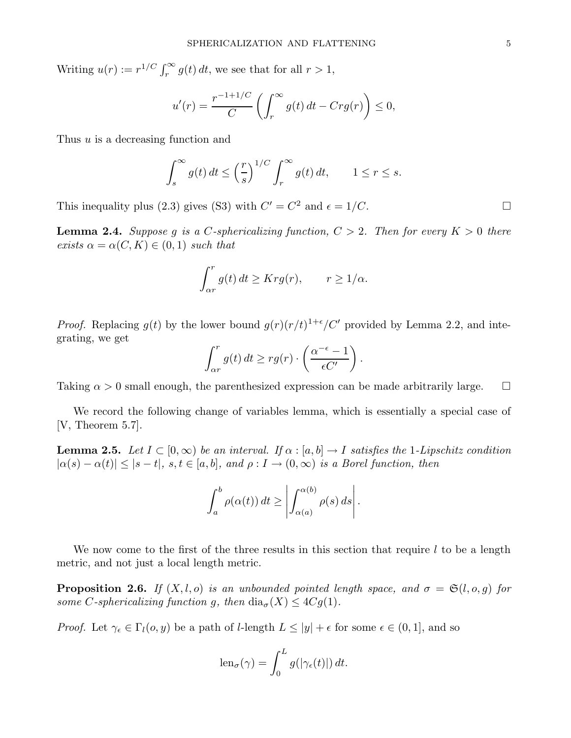Writing $u(r) := r^{1/C} \int_r^\infty g(t)\,dt$, we see that for all $r > 1$,

$$u'(r) = \frac{r^{-1+1/C}}{C} \left( \int_r^\infty g(t)\,dt - Crg(r) \right) \le 0,$$

Thus $u$ is a decreasing function and

$$\int_s^\infty g(t)\,dt \le \left(\frac{r}{s}\right)^{1/C} \int_r^\infty g(t)\,dt, \qquad 1 \le r \le s.$$

This inequality plus (2.3) gives (S3) with $C' = C^2$ and $\epsilon = 1/C$. □

**Lemma 2.4.** *Suppose $g$ is a $C$-sphericalizing function, $C > 2$. Then for every $K > 0$ there exists $\alpha = \alpha(C, K) \in (0, 1)$ such that*

$$\int_{\alpha r}^r g(t)\,dt \ge Krg(r), \qquad r \ge 1/\alpha.$$

*Proof.* Replacing $g(t)$ by the lower bound $g(r)(r/t)^{1+\epsilon}/C'$ provided by Lemma 2.2, and integrating, we get

$$\int_{\alpha r}^r g(t)\,dt \ge rg(r) \cdot \left( \frac{\alpha^{-\epsilon} - 1}{\epsilon C'} \right).$$

Taking $\alpha > 0$ small enough, the parenthesized expression can be made arbitrarily large. □

We record the following change of variables lemma, which is essentially a special case of [V, Theorem 5.7].

**Lemma 2.5.** *Let $I \subset [0, \infty)$ be an interval. If $\alpha : [a, b] \to I$ satisfies the 1-Lipschitz condition $|\alpha(s) - \alpha(t)| \le |s - t|$, $s, t \in [a, b]$, and $\rho : I \to (0, \infty)$ is a Borel function, then*

$$\int_a^b \rho(\alpha(t))\,dt \ge \left| \int_{\alpha(a)}^{\alpha(b)} \rho(s)\,ds \right|.$$

We now come to the first of the three results in this section that require $l$ to be a length metric, and not just a local length metric.

**Proposition 2.6.** *If $(X, l, o)$ is an unbounded pointed length space, and $\sigma = \mathfrak{S}(l, o, g)$ for some $C$-sphericalizing function $g$, then $\mathrm{dia}_\sigma(X) \le 4Cg(1)$.*

*Proof.* Let $\gamma_\epsilon \in \Gamma_l(o, y)$ be a path of $l$-length $L \le |y| + \epsilon$ for some $\epsilon \in (0, 1]$, and so

$$\mathrm{len}_\sigma(\gamma) = \int_0^L g(|\gamma_\epsilon(t)|)\,dt.$$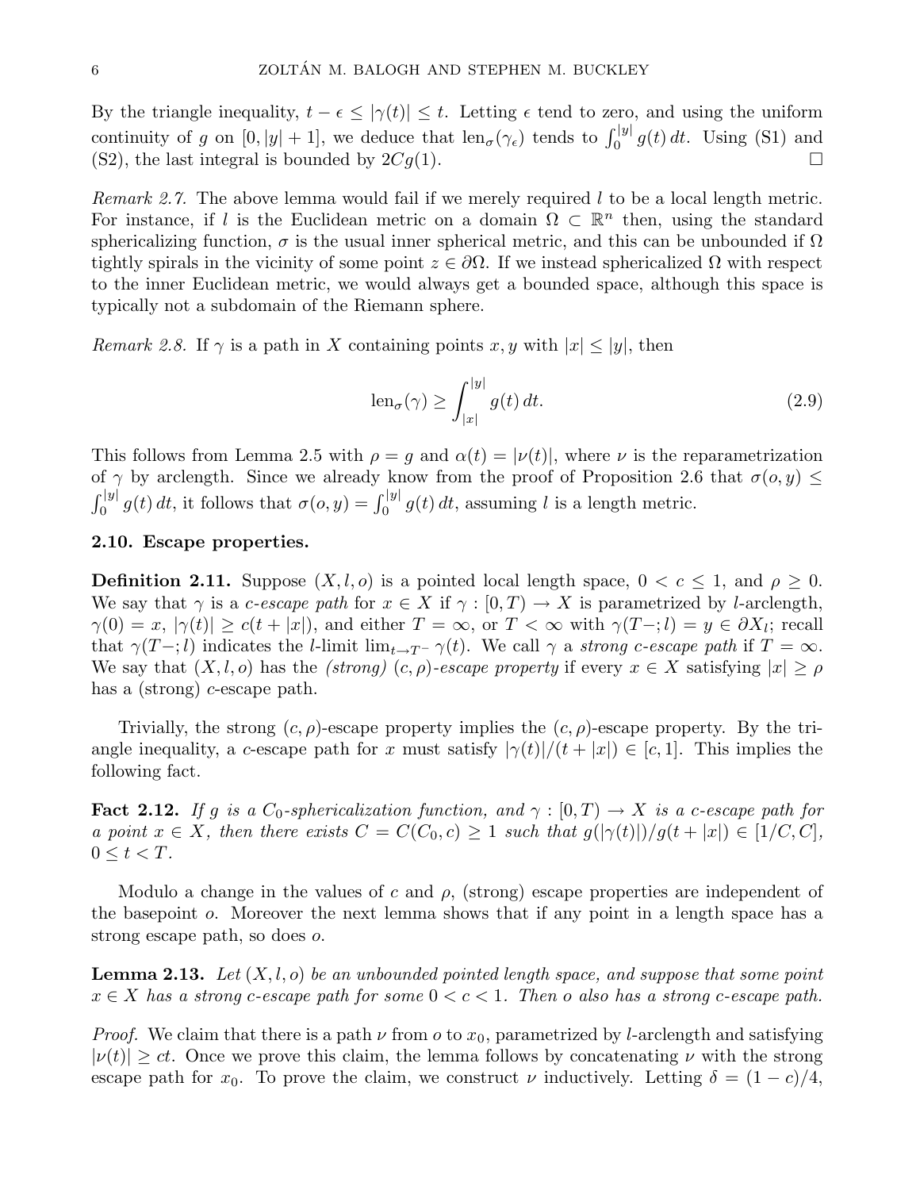By the triangle inequality, $t - \epsilon \le |\gamma(t)| \le t$. Letting $\epsilon$ tend to zero, and using the uniform continuity of $g$ on $[0, |y|+1]$, we deduce that $\mathrm{len}_\sigma(\gamma_\epsilon)$ tends to $\int_0^{|y|} g(t)\,dt$. Using (S1) and (S2), the last integral is bounded by $2Cg(1)$. □

*Remark 2.7.* The above lemma would fail if we merely required $l$ to be a local length metric. For instance, if $l$ is the Euclidean metric on a domain $\Omega \subset \mathbb{R}^n$ then, using the standard sphericalizing function, $\sigma$ is the usual inner spherical metric, and this can be unbounded if $\Omega$ tightly spirals in the vicinity of some point $z \in \partial\Omega$. If we instead sphericalized $\Omega$ with respect to the inner Euclidean metric, we would always get a bounded space, although this space is typically not a subdomain of the Riemann sphere.

*Remark 2.8.* If $\gamma$ is a path in $X$ containing points $x, y$ with $|x| \le |y|$, then

$$\mathrm{len}_\sigma(\gamma) \ge \int_{|x|}^{|y|} g(t)\,dt. \tag{2.9}$$

This follows from Lemma 2.5 with $\rho = g$ and $\alpha(t) = |\nu(t)|$, where $\nu$ is the reparametrization of $\gamma$ by arclength. Since we already know from the proof of Proposition 2.6 that $\sigma(o, y) \le \int_0^{|y|} g(t)\,dt$, it follows that $\sigma(o, y) = \int_0^{|y|} g(t)\,dt$, assuming $l$ is a length metric.

### 2.10. Escape properties.

**Definition 2.11.** Suppose $(X, l, o)$ is a pointed local length space, $0 < c \le 1$, and $\rho \ge 0$. We say that $\gamma$ is a *c-escape path* for $x \in X$ if $\gamma : [0, T) \to X$ is parametrized by $l$-arclength, $\gamma(0) = x$, $|\gamma(t)| \ge c(t + |x|)$, and either $T = \infty$, or $T < \infty$ with $\gamma(T-; l) = y \in \partial X_l$; recall that $\gamma(T-; l)$ indicates the $l$-limit $\lim_{t \to T^-} \gamma(t)$. We call $\gamma$ a *strong c-escape path* if $T = \infty$. We say that $(X, l, o)$ has the *(strong) $(c, \rho)$-escape property* if every $x \in X$ satisfying $|x| \ge \rho$ has a (strong) $c$-escape path.

Trivially, the strong $(c, \rho)$-escape property implies the $(c, \rho)$-escape property. By the triangle inequality, a $c$-escape path for $x$ must satisfy $|\gamma(t)|/(t + |x|) \in [c, 1]$. This implies the following fact.

**Fact 2.12.** *If $g$ is a $C_0$-sphericalization function, and $\gamma : [0, T) \to X$ is a $c$-escape path for a point $x \in X$, then there exists $C = C(C_0, c) \ge 1$ such that $g(|\gamma(t)|)/g(t + |x|) \in [1/C, C]$, $0 \le t < T$.*

Modulo a change in the values of $c$ and $\rho$, (strong) escape properties are independent of the basepoint $o$. Moreover the next lemma shows that if any point in a length space has a strong escape path, so does $o$.

**Lemma 2.13.** *Let $(X, l, o)$ be an unbounded pointed length space, and suppose that some point $x \in X$ has a strong $c$-escape path for some $0 < c < 1$. Then $o$ also has a strong $c$-escape path.*

*Proof.* We claim that there is a path $\nu$ from $o$ to $x_0$, parametrized by $l$-arclength and satisfying $|\nu(t)| \ge ct$. Once we prove this claim, the lemma follows by concatenating $\nu$ with the strong escape path for $x_0$. To prove the claim, we construct $\nu$ inductively. Letting $\delta = (1 - c)/4$,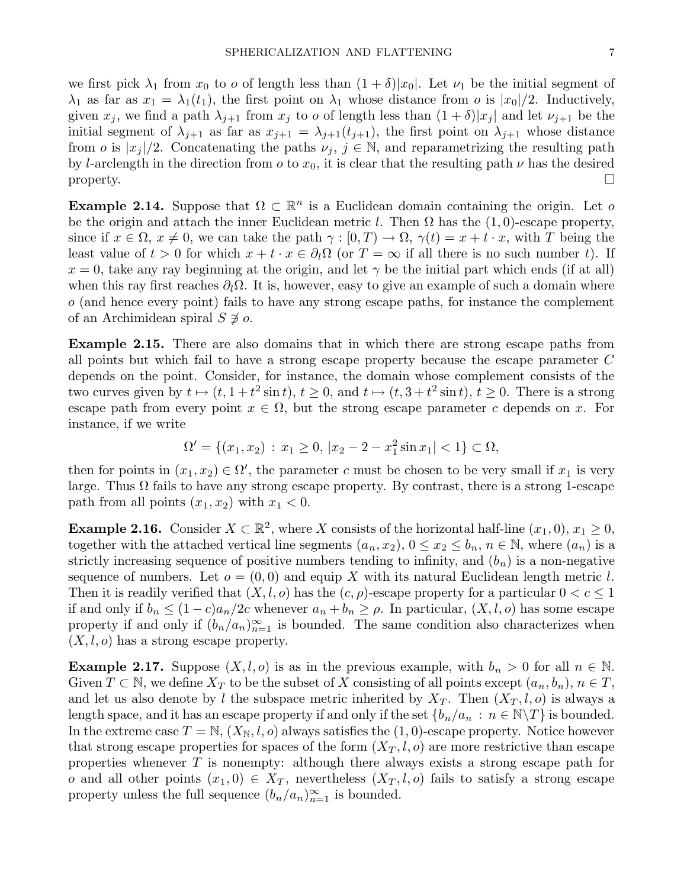we first pick $\lambda_1$ from $x_0$ to $o$ of length less than $(1+\delta)|x_0|$. Let $\nu_1$ be the initial segment of $\lambda_1$ as far as $x_1 = \lambda_1(t_1)$, the first point on $\lambda_1$ whose distance from $o$ is $|x_0|/2$. Inductively, given $x_j$, we find a path $\lambda_{j+1}$ from $x_j$ to $o$ of length less than $(1+\delta)|x_j|$ and let $\nu_{j+1}$ be the initial segment of $\lambda_{j+1}$ as far as $x_{j+1} = \lambda_{j+1}(t_{j+1})$, the first point on $\lambda_{j+1}$ whose distance from $o$ is $|x_j|/2$. Concatenating the paths $\nu_j$, $j \in \mathbb{N}$, and reparametrizing the resulting path by $l$-arclength in the direction from $o$ to $x_0$, it is clear that the resulting path $\nu$ has the desired property. □

**Example 2.14.** Suppose that $\Omega \subset \mathbb{R}^n$ is a Euclidean domain containing the origin. Let $o$ be the origin and attach the inner Euclidean metric $l$. Then $\Omega$ has the $(1,0)$-escape property, since if $x \in \Omega$, $x \neq 0$, we can take the path $\gamma : [0,T) \to \Omega$, $\gamma(t) = x + t \cdot x$, with $T$ being the least value of $t > 0$ for which $x + t \cdot x \in \partial_l \Omega$ (or $T = \infty$ if all there is no such number $t$). If $x = 0$, take any ray beginning at the origin, and let $\gamma$ be the initial part which ends (if at all) when this ray first reaches $\partial_l \Omega$. It is, however, easy to give an example of such a domain where $o$ (and hence every point) fails to have any strong escape paths, for instance the complement of an Archimidean spiral $S \not\ni o$.

**Example 2.15.** There are also domains that in which there are strong escape paths from all points but which fail to have a strong escape property because the escape parameter $C$ depends on the point. Consider, for instance, the domain whose complement consists of the two curves given by $t \mapsto (t, 1 + t^2 \sin t)$, $t \geq 0$, and $t \mapsto (t, 3 + t^2 \sin t)$, $t \geq 0$. There is a strong escape path from every point $x \in \Omega$, but the strong escape parameter $c$ depends on $x$. For instance, if we write

$$\Omega' = \{(x_1, x_2) \,:\, x_1 \geq 0,\, |x_2 - 2 - x_1^2 \sin x_1| < 1\} \subset \Omega,$$

then for points in $(x_1, x_2) \in \Omega'$, the parameter $c$ must be chosen to be very small if $x_1$ is very large. Thus $\Omega$ fails to have any strong escape property. By contrast, there is a strong 1-escape path from all points $(x_1, x_2)$ with $x_1 < 0$.

**Example 2.16.** Consider $X \subset \mathbb{R}^2$, where $X$ consists of the horizontal half-line $(x_1, 0)$, $x_1 \geq 0$, together with the attached vertical line segments $(a_n, x_2)$, $0 \leq x_2 \leq b_n$, $n \in \mathbb{N}$, where $(a_n)$ is a strictly increasing sequence of positive numbers tending to infinity, and $(b_n)$ is a non-negative sequence of numbers. Let $o = (0,0)$ and equip $X$ with its natural Euclidean length metric $l$. Then it is readily verified that $(X, l, o)$ has the $(c, \rho)$-escape property for a particular $0 < c \leq 1$ if and only if $b_n \leq (1-c)a_n/2c$ whenever $a_n + b_n \geq \rho$. In particular, $(X, l, o)$ has some escape property if and only if $(b_n/a_n)_{n=1}^\infty$ is bounded. The same condition also characterizes when $(X, l, o)$ has a strong escape property.

**Example 2.17.** Suppose $(X, l, o)$ is as in the previous example, with $b_n > 0$ for all $n \in \mathbb{N}$. Given $T \subset \mathbb{N}$, we define $X_T$ to be the subset of $X$ consisting of all points except $(a_n, b_n)$, $n \in T$, and let us also denote by $l$ the subspace metric inherited by $X_T$. Then $(X_T, l, o)$ is always a length space, and it has an escape property if and only if the set $\{b_n/a_n \,:\, n \in \mathbb{N} \backslash T\}$ is bounded. In the extreme case $T = \mathbb{N}$, $(X_\mathbb{N}, l, o)$ always satisfies the $(1,0)$-escape property. Notice however that strong escape properties for spaces of the form $(X_T, l, o)$ are more restrictive than escape properties whenever $T$ is nonempty: although there always exists a strong escape path for $o$ and all other points $(x_1, 0) \in X_T$, nevertheless $(X_T, l, o)$ fails to satisfy a strong escape property unless the full sequence $(b_n/a_n)_{n=1}^\infty$ is bounded.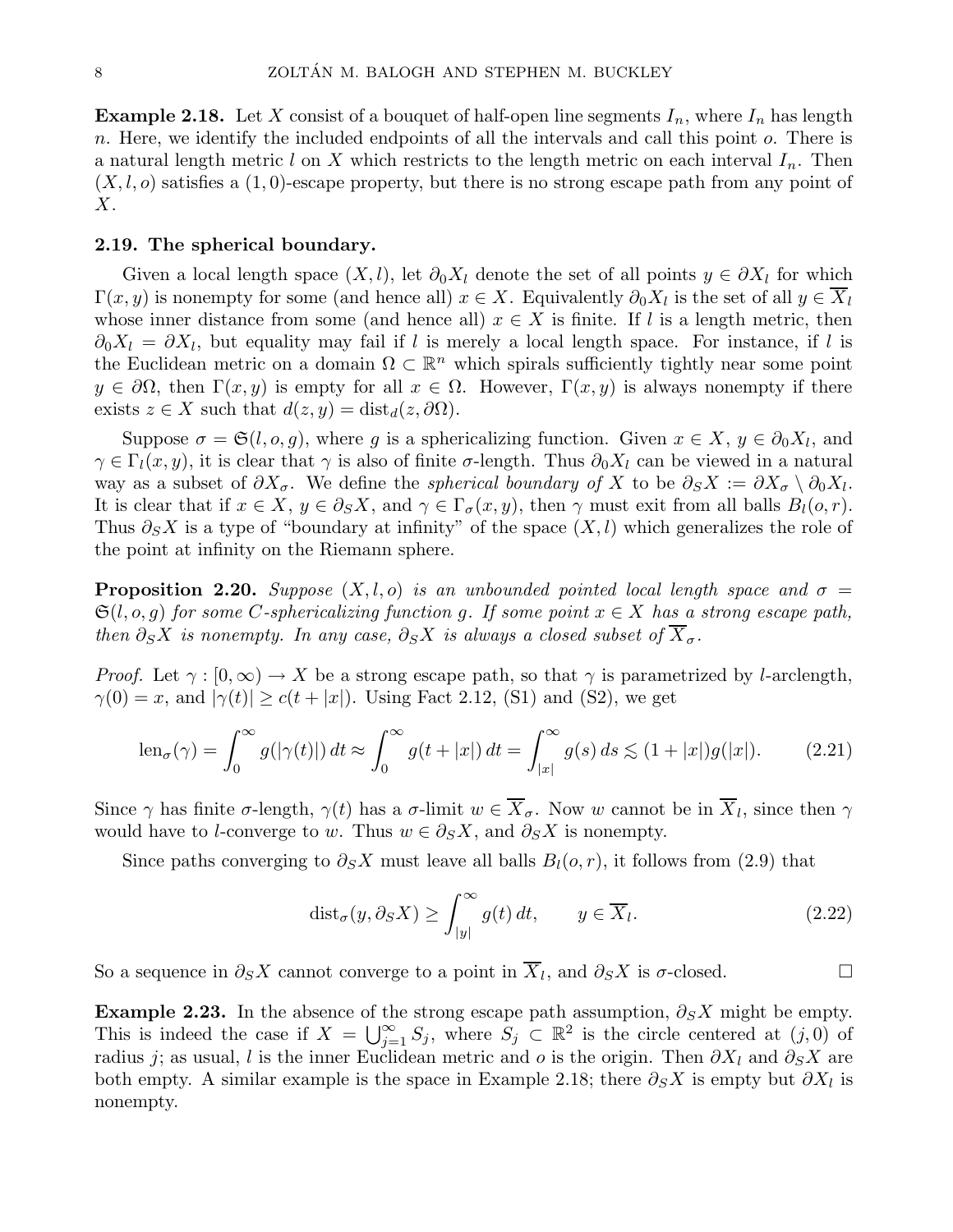**Example 2.18.** Let $X$ consist of a bouquet of half-open line segments $I_n$, where $I_n$ has length $n$. Here, we identify the included endpoints of all the intervals and call this point $o$. There is a natural length metric $l$ on $X$ which restricts to the length metric on each interval $I_n$. Then $(X, l, o)$ satisfies a $(1, 0)$-escape property, but there is no strong escape path from any point of $X$.

### 2.19. The spherical boundary.

Given a local length space $(X, l)$, let $\partial_0 X_l$ denote the set of all points $y \in \partial X_l$ for which $\Gamma(x, y)$ is nonempty for some (and hence all) $x \in X$. Equivalently $\partial_0 X_l$ is the set of all $y \in \overline{X}_l$ whose inner distance from some (and hence all) $x \in X$ is finite. If $l$ is a length metric, then $\partial_0 X_l = \partial X_l$, but equality may fail if $l$ is merely a local length space. For instance, if $l$ is the Euclidean metric on a domain $\Omega \subset \mathbb{R}^n$ which spirals sufficiently tightly near some point $y \in \partial\Omega$, then $\Gamma(x, y)$ is empty for all $x \in \Omega$. However, $\Gamma(x, y)$ is always nonempty if there exists $z \in X$ such that $d(z, y) = \operatorname{dist}_d(z, \partial\Omega)$.

Suppose $\sigma = \mathfrak{S}(l, o, g)$, where $g$ is a sphericalizing function. Given $x \in X$, $y \in \partial_0 X_l$, and $\gamma \in \Gamma_l(x, y)$, it is clear that $\gamma$ is also of finite $\sigma$-length. Thus $\partial_0 X_l$ can be viewed in a natural way as a subset of $\partial X_\sigma$. We define the *spherical boundary of* $X$ to be $\partial_S X := \partial X_\sigma \setminus \partial_0 X_l$. It is clear that if $x \in X$, $y \in \partial_S X$, and $\gamma \in \Gamma_\sigma(x, y)$, then $\gamma$ must exit from all balls $B_l(o, r)$. Thus $\partial_S X$ is a type of "boundary at infinity" of the space $(X, l)$ which generalizes the role of the point at infinity on the Riemann sphere.

**Proposition 2.20.** *Suppose $(X, l, o)$ is an unbounded pointed local length space and $\sigma = \mathfrak{S}(l, o, g)$ for some $C$-sphericalizing function $g$. If some point $x \in X$ has a strong escape path, then $\partial_S X$ is nonempty. In any case, $\partial_S X$ is always a closed subset of $\overline{X}_\sigma$.*

*Proof.* Let $\gamma : [0, \infty) \to X$ be a strong escape path, so that $\gamma$ is parametrized by $l$-arclength, $\gamma(0) = x$, and $|\gamma(t)| \geq c(t + |x|)$. Using Fact 2.12, (S1) and (S2), we get

$$\operatorname{len}_\sigma(\gamma) = \int_0^\infty g(|\gamma(t)|)\,dt \approx \int_0^\infty g(t + |x|)\,dt = \int_{|x|}^\infty g(s)\,ds \lesssim (1 + |x|)g(|x|). \tag{2.21}$$

Since $\gamma$ has finite $\sigma$-length, $\gamma(t)$ has a $\sigma$-limit $w \in \overline{X}_\sigma$. Now $w$ cannot be in $\overline{X}_l$, since then $\gamma$ would have to $l$-converge to $w$. Thus $w \in \partial_S X$, and $\partial_S X$ is nonempty.

Since paths converging to $\partial_S X$ must leave all balls $B_l(o, r)$, it follows from (2.9) that

$$\operatorname{dist}_\sigma(y, \partial_S X) \geq \int_{|y|}^\infty g(t)\,dt, \qquad y \in \overline{X}_l. \tag{2.22}$$

So a sequence in $\partial_S X$ cannot converge to a point in $\overline{X}_l$, and $\partial_S X$ is $\sigma$-closed. $\square$

**Example 2.23.** In the absence of the strong escape path assumption, $\partial_S X$ might be empty. This is indeed the case if $X = \bigcup_{j=1}^\infty S_j$, where $S_j \subset \mathbb{R}^2$ is the circle centered at $(j, 0)$ of radius $j$; as usual, $l$ is the inner Euclidean metric and $o$ is the origin. Then $\partial X_l$ and $\partial_S X$ are both empty. A similar example is the space in Example 2.18; there $\partial_S X$ is empty but $\partial X_l$ is nonempty.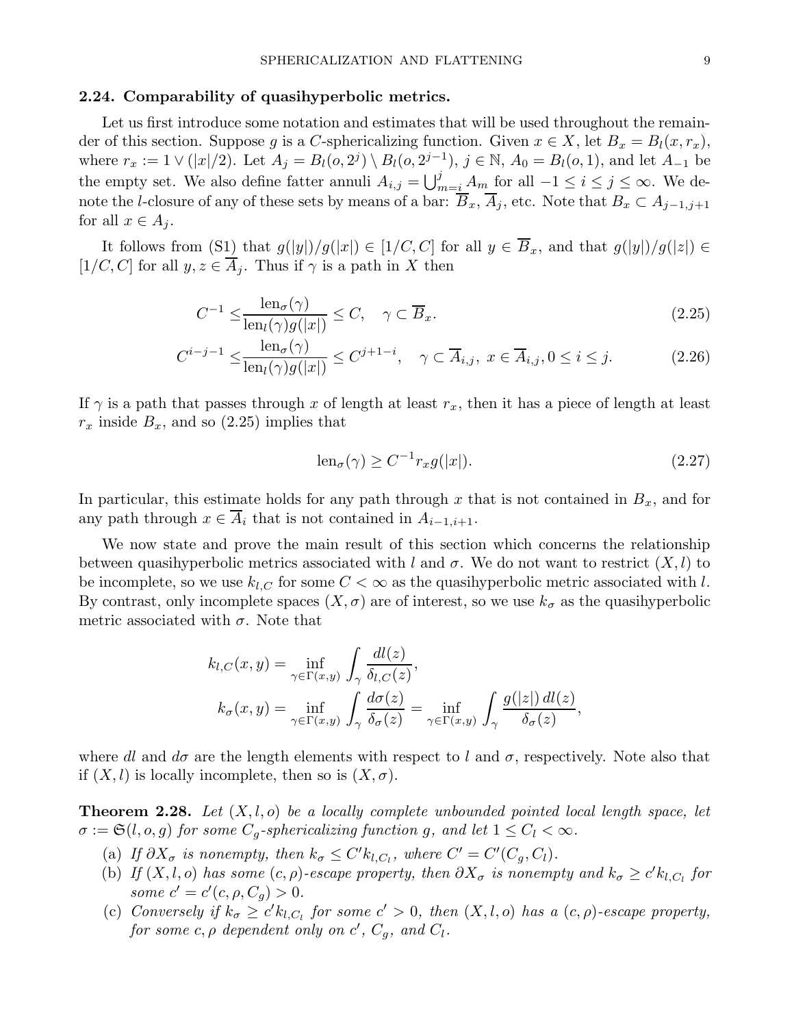### 2.24. Comparability of quasihyperbolic metrics.

Let us first introduce some notation and estimates that will be used throughout the remainder of this section. Suppose $g$ is a $C$-sphericalizing function. Given $x \in X$, let $B_x = B_l(x, r_x)$, where $r_x := 1 \vee (|x|/2)$. Let $A_j = B_l(o, 2^j) \setminus B_l(o, 2^{j-1})$, $j \in \mathbb{N}$, $A_0 = B_l(o, 1)$, and let $A_{-1}$ be the empty set. We also define fatter annuli $A_{i,j} = \bigcup_{m=i}^{j} A_m$ for all $-1 \le i \le j \le \infty$. We denote the $l$-closure of any of these sets by means of a bar: $\overline{B}_x$, $\overline{A}_j$, etc. Note that $B_x \subset A_{j-1,j+1}$ for all $x \in A_j$.

It follows from (S1) that $g(|y|)/g(|x|) \in [1/C, C]$ for all $y \in \overline{B}_x$, and that $g(|y|)/g(|z|) \in [1/C, C]$ for all $y, z \in \overline{A}_j$. Thus if $\gamma$ is a path in $X$ then

$$C^{-1} \le \frac{\mathrm{len}_\sigma(\gamma)}{\mathrm{len}_l(\gamma) g(|x|)} \le C, \quad \gamma \subset \overline{B}_x. \tag{2.25}$$

$$C^{i-j-1} \le \frac{\mathrm{len}_\sigma(\gamma)}{\mathrm{len}_l(\gamma) g(|x|)} \le C^{j+1-i}, \quad \gamma \subset \overline{A}_{i,j},\ x \in \overline{A}_{i,j}, 0 \le i \le j. \tag{2.26}$$

If $\gamma$ is a path that passes through $x$ of length at least $r_x$, then it has a piece of length at least $r_x$ inside $B_x$, and so (2.25) implies that

$$\mathrm{len}_\sigma(\gamma) \ge C^{-1} r_x g(|x|). \tag{2.27}$$

In particular, this estimate holds for any path through $x$ that is not contained in $B_x$, and for any path through $x \in \overline{A}_i$ that is not contained in $A_{i-1,i+1}$.

We now state and prove the main result of this section which concerns the relationship between quasihyperbolic metrics associated with $l$ and $\sigma$. We do not want to restrict $(X, l)$ to be incomplete, so we use $k_{l,C}$ for some $C < \infty$ as the quasihyperbolic metric associated with $l$. By contrast, only incomplete spaces $(X, \sigma)$ are of interest, so we use $k_\sigma$ as the quasihyperbolic metric associated with $\sigma$. Note that

$$k_{l,C}(x, y) = \inf_{\gamma \in \Gamma(x,y)} \int_\gamma \frac{dl(z)}{\delta_{l,C}(z)},$$

$$k_\sigma(x, y) = \inf_{\gamma \in \Gamma(x,y)} \int_\gamma \frac{d\sigma(z)}{\delta_\sigma(z)} = \inf_{\gamma \in \Gamma(x,y)} \int_\gamma \frac{g(|z|)\, dl(z)}{\delta_\sigma(z)},$$

where $dl$ and $d\sigma$ are the length elements with respect to $l$ and $\sigma$, respectively. Note also that if $(X, l)$ is locally incomplete, then so is $(X, \sigma)$.

**Theorem 2.28.** *Let $(X, l, o)$ be a locally complete unbounded pointed local length space, let $\sigma := \mathfrak{S}(l, o, g)$ for some $C_g$-sphericalizing function $g$, and let $1 \le C_l < \infty$.*

(a) *If $\partial X_\sigma$ is nonempty, then $k_\sigma \le C' k_{l,C_l}$, where $C' = C'(C_g, C_l)$.*

(b) *If $(X, l, o)$ has some $(c, \rho)$-escape property, then $\partial X_\sigma$ is nonempty and $k_\sigma \ge c' k_{l,C_l}$ for some $c' = c'(c, \rho, C_g) > 0$.*

(c) *Conversely if $k_\sigma \ge c' k_{l,C_l}$ for some $c' > 0$, then $(X, l, o)$ has a $(c, \rho)$-escape property, for some $c, \rho$ dependent only on $c'$, $C_g$, and $C_l$.*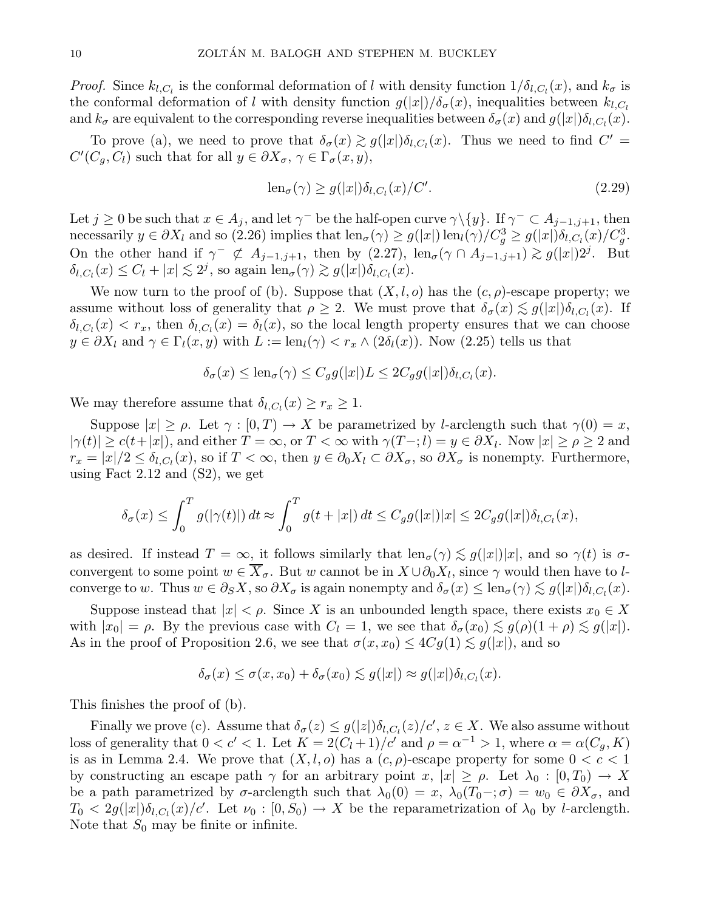*Proof.* Since $k_{l,C_l}$ is the conformal deformation of $l$ with density function $1/\delta_{l,C_l}(x)$, and $k_\sigma$ is the conformal deformation of $l$ with density function $g(|x|)/\delta_\sigma(x)$, inequalities between $k_{l,C_l}$ and $k_\sigma$ are equivalent to the corresponding reverse inequalities between $\delta_\sigma(x)$ and $g(|x|)\delta_{l,C_l}(x)$.

To prove (a), we need to prove that $\delta_\sigma(x) \gtrsim g(|x|)\delta_{l,C_l}(x)$. Thus we need to find $C' = C'(C_g, C_l)$ such that for all $y \in \partial X_\sigma$, $\gamma \in \Gamma_\sigma(x,y)$,

$$\mathrm{len}_\sigma(\gamma) \geq g(|x|)\delta_{l,C_l}(x)/C'. \tag{2.29}$$

Let $j \geq 0$ be such that $x \in A_j$, and let $\gamma^-$ be the half-open curve $\gamma \setminus \{y\}$. If $\gamma^- \subset A_{j-1,j+1}$, then necessarily $y \in \partial X_l$ and so (2.26) implies that $\mathrm{len}_\sigma(\gamma) \geq g(|x|)\,\mathrm{len}_l(\gamma)/C_g^3 \geq g(|x|)\delta_{l,C_l}(x)/C_g^3$. On the other hand if $\gamma^- \not\subset A_{j-1,j+1}$, then by (2.27), $\mathrm{len}_\sigma(\gamma \cap A_{j-1,j+1}) \gtrsim g(|x|)2^j$. But $\delta_{l,C_l}(x) \leq C_l + |x| \lesssim 2^j$, so again $\mathrm{len}_\sigma(\gamma) \gtrsim g(|x|)\delta_{l,C_l}(x)$.

We now turn to the proof of (b). Suppose that $(X,l,o)$ has the $(c,\rho)$-escape property; we assume without loss of generality that $\rho \geq 2$. We must prove that $\delta_\sigma(x) \lesssim g(|x|)\delta_{l,C_l}(x)$. If $\delta_{l,C_l}(x) < r_x$, then $\delta_{l,C_l}(x) = \delta_l(x)$, so the local length property ensures that we can choose $y \in \partial X_l$ and $\gamma \in \Gamma_l(x,y)$ with $L := \mathrm{len}_l(\gamma) < r_x \wedge (2\delta_l(x))$. Now (2.25) tells us that

$$\delta_\sigma(x) \leq \mathrm{len}_\sigma(\gamma) \leq C_g g(|x|)L \leq 2C_g g(|x|)\delta_{l,C_l}(x).$$

We may therefore assume that $\delta_{l,C_l}(x) \geq r_x \geq 1$.

Suppose $|x| \geq \rho$. Let $\gamma : [0,T) \to X$ be parametrized by $l$-arclength such that $\gamma(0) = x$, $|\gamma(t)| \geq c(t + |x|)$, and either $T = \infty$, or $T < \infty$ with $\gamma(T-;l) = y \in \partial X_l$. Now $|x| \geq \rho \geq 2$ and $r_x = |x|/2 \leq \delta_{l,C_l}(x)$, so if $T < \infty$, then $y \in \partial_0 X_l \subset \partial X_\sigma$, so $\partial X_\sigma$ is nonempty. Furthermore, using Fact 2.12 and (S2), we get

$$\delta_\sigma(x) \leq \int_0^T g(|\gamma(t)|)\,dt \approx \int_0^T g(t+|x|)\,dt \leq C_g g(|x|)|x| \leq 2C_g g(|x|)\delta_{l,C_l}(x),$$

as desired. If instead $T = \infty$, it follows similarly that $\mathrm{len}_\sigma(\gamma) \lesssim g(|x|)|x|$, and so $\gamma(t)$ is $\sigma$-convergent to some point $w \in \overline{X}_\sigma$. But $w$ cannot be in $X \cup \partial_0 X_l$, since $\gamma$ would then have to $l$-converge to $w$. Thus $w \in \partial_S X$, so $\partial X_\sigma$ is again nonempty and $\delta_\sigma(x) \leq \mathrm{len}_\sigma(\gamma) \lesssim g(|x|)\delta_{l,C_l}(x)$.

Suppose instead that $|x| < \rho$. Since $X$ is an unbounded length space, there exists $x_0 \in X$ with $|x_0| = \rho$. By the previous case with $C_l = 1$, we see that $\delta_\sigma(x_0) \lesssim g(\rho)(1+\rho) \lesssim g(|x|)$. As in the proof of Proposition 2.6, we see that $\sigma(x,x_0) \leq 4Cg(1) \lesssim g(|x|)$, and so

$$\delta_\sigma(x) \leq \sigma(x,x_0) + \delta_\sigma(x_0) \lesssim g(|x|) \approx g(|x|)\delta_{l,C_l}(x).$$

This finishes the proof of (b).

Finally we prove (c). Assume that $\delta_\sigma(z) \leq g(|z|)\delta_{l,C_l}(z)/c'$, $z \in X$. We also assume without loss of generality that $0 < c' < 1$. Let $K = 2(C_l+1)/c'$ and $\rho = \alpha^{-1} > 1$, where $\alpha = \alpha(C_g, K)$ is as in Lemma 2.4. We prove that $(X,l,o)$ has a $(c,\rho)$-escape property for some $0 < c < 1$ by constructing an escape path $\gamma$ for an arbitrary point $x$, $|x| \geq \rho$. Let $\lambda_0 : [0,T_0) \to X$ be a path parametrized by $\sigma$-arclength such that $\lambda_0(0) = x$, $\lambda_0(T_0-;\sigma) = w_0 \in \partial X_\sigma$, and $T_0 < 2g(|x|)\delta_{l,C_l}(x)/c'$. Let $\nu_0 : [0,S_0) \to X$ be the reparametrization of $\lambda_0$ by $l$-arclength. Note that $S_0$ may be finite or infinite.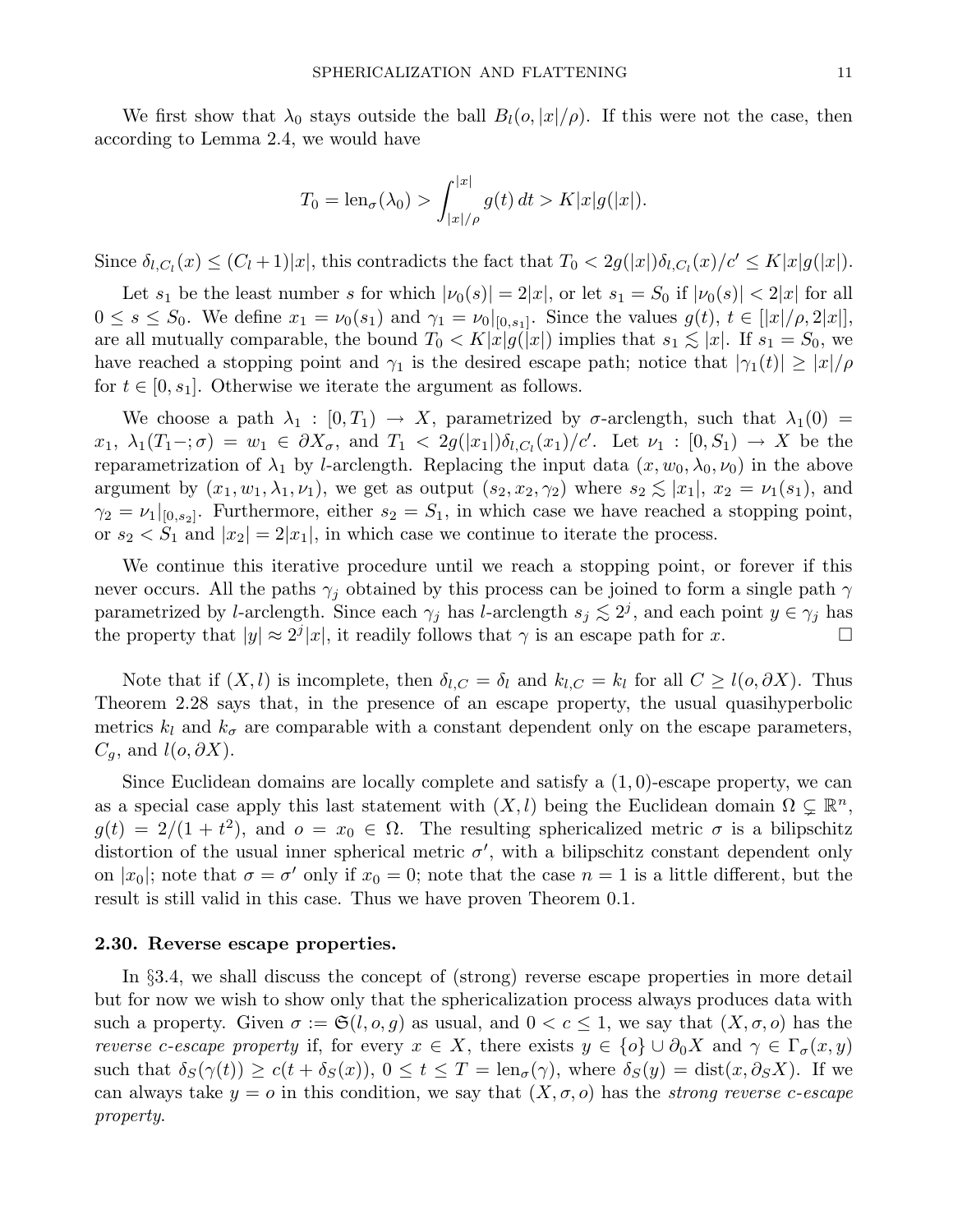We first show that $\lambda_0$ stays outside the ball $B_l(o, |x|/\rho)$. If this were not the case, then according to Lemma 2.4, we would have

$$T_0 = \operatorname{len}_\sigma(\lambda_0) > \int_{|x|/\rho}^{|x|} g(t)\, dt > K|x|g(|x|).$$

Since $\delta_{l,C_l}(x) \le (C_l + 1)|x|$, this contradicts the fact that $T_0 < 2g(|x|)\delta_{l,C_l}(x)/c' \le K|x|g(|x|)$.

Let $s_1$ be the least number $s$ for which $|\nu_0(s)| = 2|x|$, or let $s_1 = S_0$ if $|\nu_0(s)| < 2|x|$ for all $0 \le s \le S_0$. We define $x_1 = \nu_0(s_1)$ and $\gamma_1 = \nu_0|_{[0,s_1]}$. Since the values $g(t)$, $t \in [|x|/\rho, 2|x|]$, are all mutually comparable, the bound $T_0 < K|x|g(|x|)$ implies that $s_1 \lesssim |x|$. If $s_1 = S_0$, we have reached a stopping point and $\gamma_1$ is the desired escape path; notice that $|\gamma_1(t)| \ge |x|/\rho$ for $t \in [0, s_1]$. Otherwise we iterate the argument as follows.

We choose a path $\lambda_1 : [0, T_1) \to X$, parametrized by $\sigma$-arclength, such that $\lambda_1(0) = x_1$, $\lambda_1(T_1-; \sigma) = w_1 \in \partial X_\sigma$, and $T_1 < 2g(|x_1|)\delta_{l,C_l}(x_1)/c'$. Let $\nu_1 : [0, S_1) \to X$ be the reparametrization of $\lambda_1$ by $l$-arclength. Replacing the input data $(x, w_0, \lambda_0, \nu_0)$ in the above argument by $(x_1, w_1, \lambda_1, \nu_1)$, we get as output $(s_2, x_2, \gamma_2)$ where $s_2 \lesssim |x_1|$, $x_2 = \nu_1(s_1)$, and $\gamma_2 = \nu_1|_{[0,s_2]}$. Furthermore, either $s_2 = S_1$, in which case we have reached a stopping point, or $s_2 < S_1$ and $|x_2| = 2|x_1|$, in which case we continue to iterate the process.

We continue this iterative procedure until we reach a stopping point, or forever if this never occurs. All the paths $\gamma_j$ obtained by this process can be joined to form a single path $\gamma$ parametrized by $l$-arclength. Since each $\gamma_j$ has $l$-arclength $s_j \lesssim 2^j$, and each point $y \in \gamma_j$ has the property that $|y| \approx 2^j|x|$, it readily follows that $\gamma$ is an escape path for $x$. □

Note that if $(X, l)$ is incomplete, then $\delta_{l,C} = \delta_l$ and $k_{l,C} = k_l$ for all $C \ge l(o, \partial X)$. Thus Theorem 2.28 says that, in the presence of an escape property, the usual quasihyperbolic metrics $k_l$ and $k_\sigma$ are comparable with a constant dependent only on the escape parameters, $C_g$, and $l(o, \partial X)$.

Since Euclidean domains are locally complete and satisfy a $(1, 0)$-escape property, we can as a special case apply this last statement with $(X, l)$ being the Euclidean domain $\Omega \subsetneq \mathbb{R}^n$, $g(t) = 2/(1 + t^2)$, and $o = x_0 \in \Omega$. The resulting sphericalized metric $\sigma$ is a bilipschitz distortion of the usual inner spherical metric $\sigma'$, with a bilipschitz constant dependent only on $|x_0|$; note that $\sigma = \sigma'$ only if $x_0 = 0$; note that the case $n = 1$ is a little different, but the result is still valid in this case. Thus we have proven Theorem 0.1.

### 2.30. Reverse escape properties.

In §3.4, we shall discuss the concept of (strong) reverse escape properties in more detail but for now we wish to show only that the sphericalization process always produces data with such a property. Given $\sigma := \mathfrak{S}(l, o, g)$ as usual, and $0 < c \le 1$, we say that $(X, \sigma, o)$ has the *reverse $c$-escape property* if, for every $x \in X$, there exists $y \in \{o\} \cup \partial_0 X$ and $\gamma \in \Gamma_\sigma(x, y)$ such that $\delta_S(\gamma(t)) \ge c(t + \delta_S(x))$, $0 \le t \le T = \operatorname{len}_\sigma(\gamma)$, where $\delta_S(y) = \operatorname{dist}(x, \partial_S X)$. If we can always take $y = o$ in this condition, we say that $(X, \sigma, o)$ has the *strong reverse $c$-escape property*.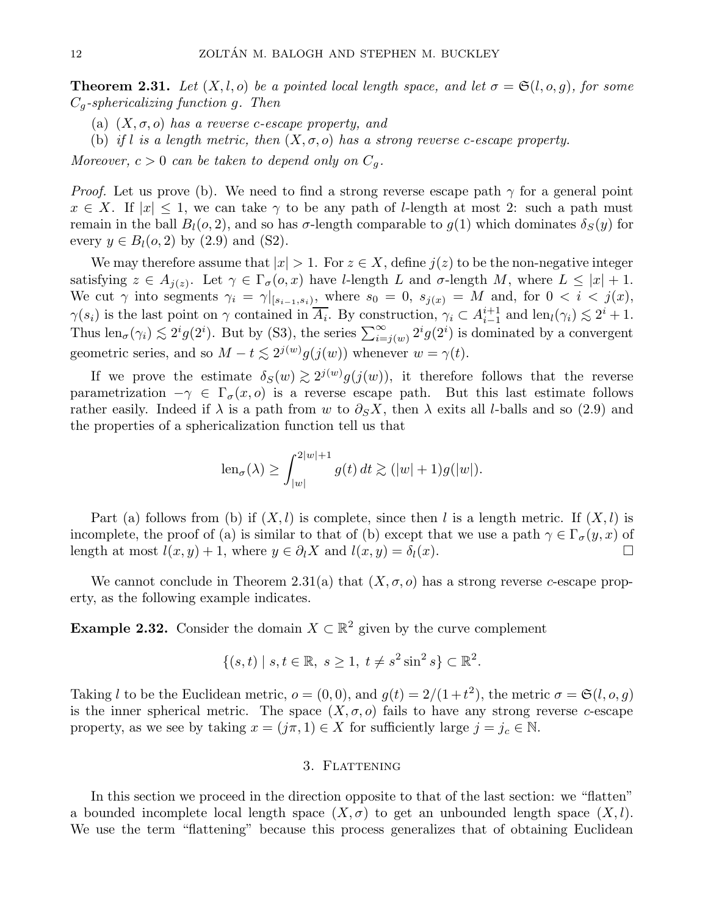**Theorem 2.31.** *Let $(X, l, o)$ be a pointed local length space, and let $\sigma = \mathfrak{S}(l, o, g)$, for some $C_g$-sphericalizing function $g$. Then*

(a) *$(X, \sigma, o)$ has a reverse $c$-escape property, and*

(b) *if $l$ is a length metric, then $(X, \sigma, o)$ has a strong reverse $c$-escape property.*

*Moreover, $c > 0$ can be taken to depend only on $C_g$.*

*Proof.* Let us prove (b). We need to find a strong reverse escape path $\gamma$ for a general point $x \in X$. If $|x| \le 1$, we can take $\gamma$ to be any path of $l$-length at most 2: such a path must remain in the ball $B_l(o, 2)$, and so has $\sigma$-length comparable to $g(1)$ which dominates $\delta_S(y)$ for every $y \in B_l(o, 2)$ by (2.9) and (S2).

We may therefore assume that $|x| > 1$. For $z \in X$, define $j(z)$ to be the non-negative integer satisfying $z \in A_{j(z)}$. Let $\gamma \in \Gamma_\sigma(o, x)$ have $l$-length $L$ and $\sigma$-length $M$, where $L \le |x| + 1$. We cut $\gamma$ into segments $\gamma_i = \gamma|_{[s_{i-1}, s_i)}$, where $s_0 = 0$, $s_{j(x)} = M$ and, for $0 < i < j(x)$, $\gamma(s_i)$ is the last point on $\gamma$ contained in $\overline{A_i}$. By construction, $\gamma_i \subset A_{i-1}^{i+1}$ and $\operatorname{len}_l(\gamma_i) \lesssim 2^i + 1$. Thus $\operatorname{len}_\sigma(\gamma_i) \lesssim 2^i g(2^i)$. But by (S3), the series $\sum_{i=j(w)}^{\infty} 2^i g(2^i)$ is dominated by a convergent geometric series, and so $M - t \lesssim 2^{j(w)} g(j(w))$ whenever $w = \gamma(t)$.

If we prove the estimate $\delta_S(w) \gtrsim 2^{j(w)} g(j(w))$, it therefore follows that the reverse parametrization $-\gamma \in \Gamma_\sigma(x, o)$ is a reverse escape path. But this last estimate follows rather easily. Indeed if $\lambda$ is a path from $w$ to $\partial_S X$, then $\lambda$ exits all $l$-balls and so (2.9) and the properties of a sphericalization function tell us that

$$\operatorname{len}_\sigma(\lambda) \ge \int_{|w|}^{2|w|+1} g(t)\, dt \gtrsim (|w| + 1) g(|w|).$$

Part (a) follows from (b) if $(X, l)$ is complete, since then $l$ is a length metric. If $(X, l)$ is incomplete, the proof of (a) is similar to that of (b) except that we use a path $\gamma \in \Gamma_\sigma(y, x)$ of length at most $l(x, y) + 1$, where $y \in \partial_l X$ and $l(x, y) = \delta_l(x)$. $\square$

We cannot conclude in Theorem 2.31(a) that $(X, \sigma, o)$ has a strong reverse $c$-escape property, as the following example indicates.

**Example 2.32.** Consider the domain $X \subset \mathbb{R}^2$ given by the curve complement

$$\{(s, t) \mid s, t \in \mathbb{R},\ s \ge 1,\ t \ne s^2 \sin^2 s\} \subset \mathbb{R}^2.$$

Taking $l$ to be the Euclidean metric, $o = (0, 0)$, and $g(t) = 2/(1 + t^2)$, the metric $\sigma = \mathfrak{S}(l, o, g)$ is the inner spherical metric. The space $(X, \sigma, o)$ fails to have any strong reverse $c$-escape property, as we see by taking $x = (j\pi, 1) \in X$ for sufficiently large $j = j_c \in \mathbb{N}$.

## 3. Flattening

In this section we proceed in the direction opposite to that of the last section: we "flatten" a bounded incomplete local length space $(X, \sigma)$ to get an unbounded length space $(X, l)$. We use the term "flattening" because this process generalizes that of obtaining Euclidean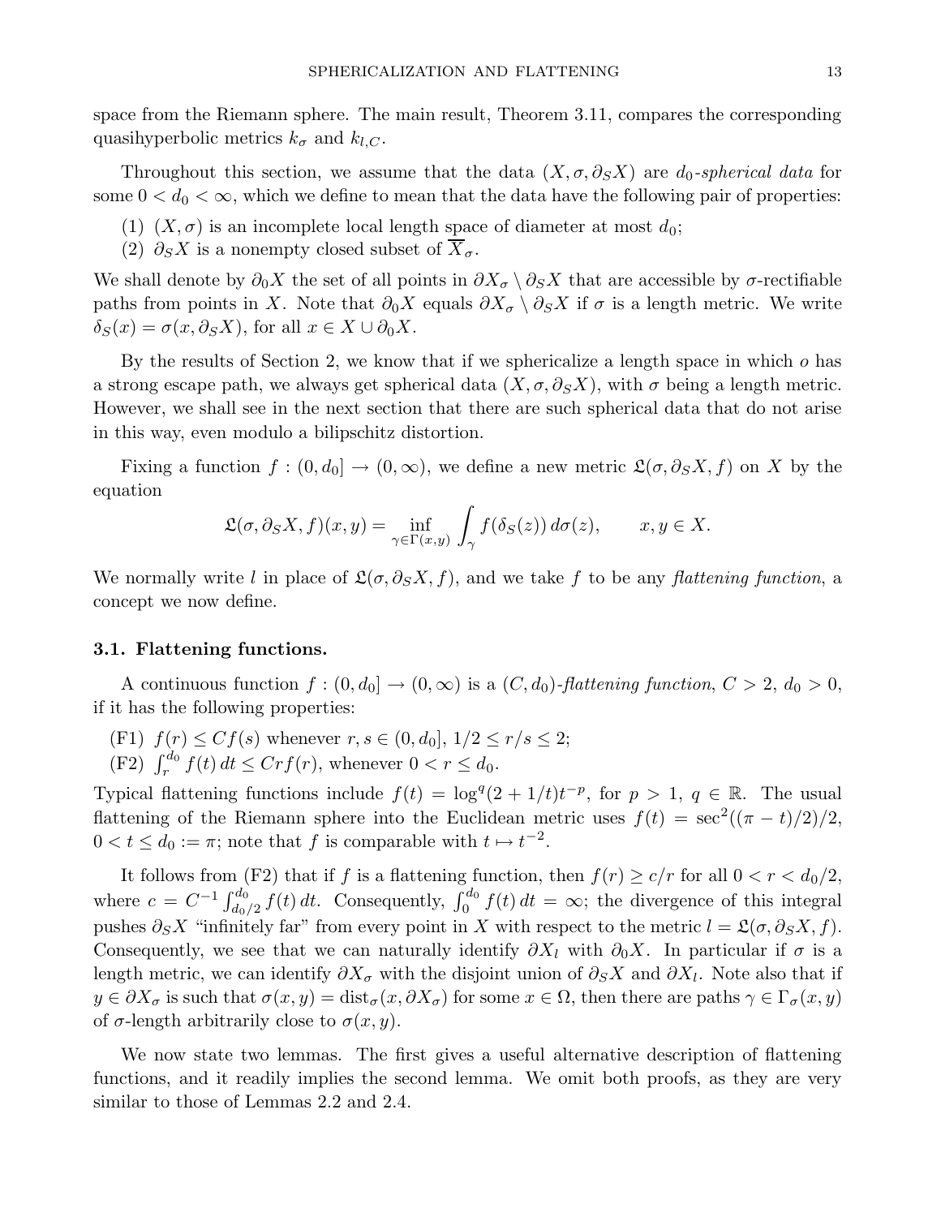space from the Riemann sphere. The main result, Theorem 3.11, compares the corresponding quasihyperbolic metrics $k_\sigma$ and $k_{l,C}$.

Throughout this section, we assume that the data $(X, \sigma, \partial_S X)$ are $d_0$-*spherical data* for some $0 < d_0 < \infty$, which we define to mean that the data have the following pair of properties:

(1) $(X, \sigma)$ is an incomplete local length space of diameter at most $d_0$;
(2) $\partial_S X$ is a nonempty closed subset of $\overline{X}_\sigma$.

We shall denote by $\partial_0 X$ the set of all points in $\partial X_\sigma \setminus \partial_S X$ that are accessible by $\sigma$-rectifiable paths from points in $X$. Note that $\partial_0 X$ equals $\partial X_\sigma \setminus \partial_S X$ if $\sigma$ is a length metric. We write $\delta_S(x) = \sigma(x, \partial_S X)$, for all $x \in X \cup \partial_0 X$.

By the results of Section 2, we know that if we sphericalize a length space in which $o$ has a strong escape path, we always get spherical data $(X, \sigma, \partial_S X)$, with $\sigma$ being a length metric. However, we shall see in the next section that there are such spherical data that do not arise in this way, even modulo a bilipschitz distortion.

Fixing a function $f : (0, d_0] \to (0, \infty)$, we define a new metric $\mathfrak{L}(\sigma, \partial_S X, f)$ on $X$ by the equation

$$\mathfrak{L}(\sigma, \partial_S X, f)(x, y) = \inf_{\gamma \in \Gamma(x,y)} \int_\gamma f(\delta_S(z))\, d\sigma(z), \qquad x, y \in X.$$

We normally write $l$ in place of $\mathfrak{L}(\sigma, \partial_S X, f)$, and we take $f$ to be any *flattening function*, a concept we now define.

### 3.1. Flattening functions.

A continuous function $f : (0, d_0] \to (0, \infty)$ is a $(C, d_0)$-*flattening function*, $C > 2$, $d_0 > 0$, if it has the following properties:

(F1) $f(r) \le C f(s)$ whenever $r, s \in (0, d_0]$, $1/2 \le r/s \le 2$;
(F2) $\int_r^{d_0} f(t)\, dt \le C r f(r)$, whenever $0 < r \le d_0$.

Typical flattening functions include $f(t) = \log^q(2 + 1/t) t^{-p}$, for $p > 1$, $q \in \mathbb{R}$. The usual flattening of the Riemann sphere into the Euclidean metric uses $f(t) = \sec^2((\pi - t)/2)/2$, $0 < t \le d_0 := \pi$; note that $f$ is comparable with $t \mapsto t^{-2}$.

It follows from (F2) that if $f$ is a flattening function, then $f(r) \ge c/r$ for all $0 < r < d_0/2$, where $c = C^{-1} \int_{d_0/2}^{d_0} f(t)\, dt$. Consequently, $\int_0^{d_0} f(t)\, dt = \infty$; the divergence of this integral pushes $\partial_S X$ "infinitely far" from every point in $X$ with respect to the metric $l = \mathfrak{L}(\sigma, \partial_S X, f)$. Consequently, we see that we can naturally identify $\partial X_l$ with $\partial_0 X$. In particular if $\sigma$ is a length metric, we can identify $\partial X_\sigma$ with the disjoint union of $\partial_S X$ and $\partial X_l$. Note also that if $y \in \partial X_\sigma$ is such that $\sigma(x, y) = \mathrm{dist}_\sigma(x, \partial X_\sigma)$ for some $x \in \Omega$, then there are paths $\gamma \in \Gamma_\sigma(x, y)$ of $\sigma$-length arbitrarily close to $\sigma(x, y)$.

We now state two lemmas. The first gives a useful alternative description of flattening functions, and it readily implies the second lemma. We omit both proofs, as they are very similar to those of Lemmas 2.2 and 2.4.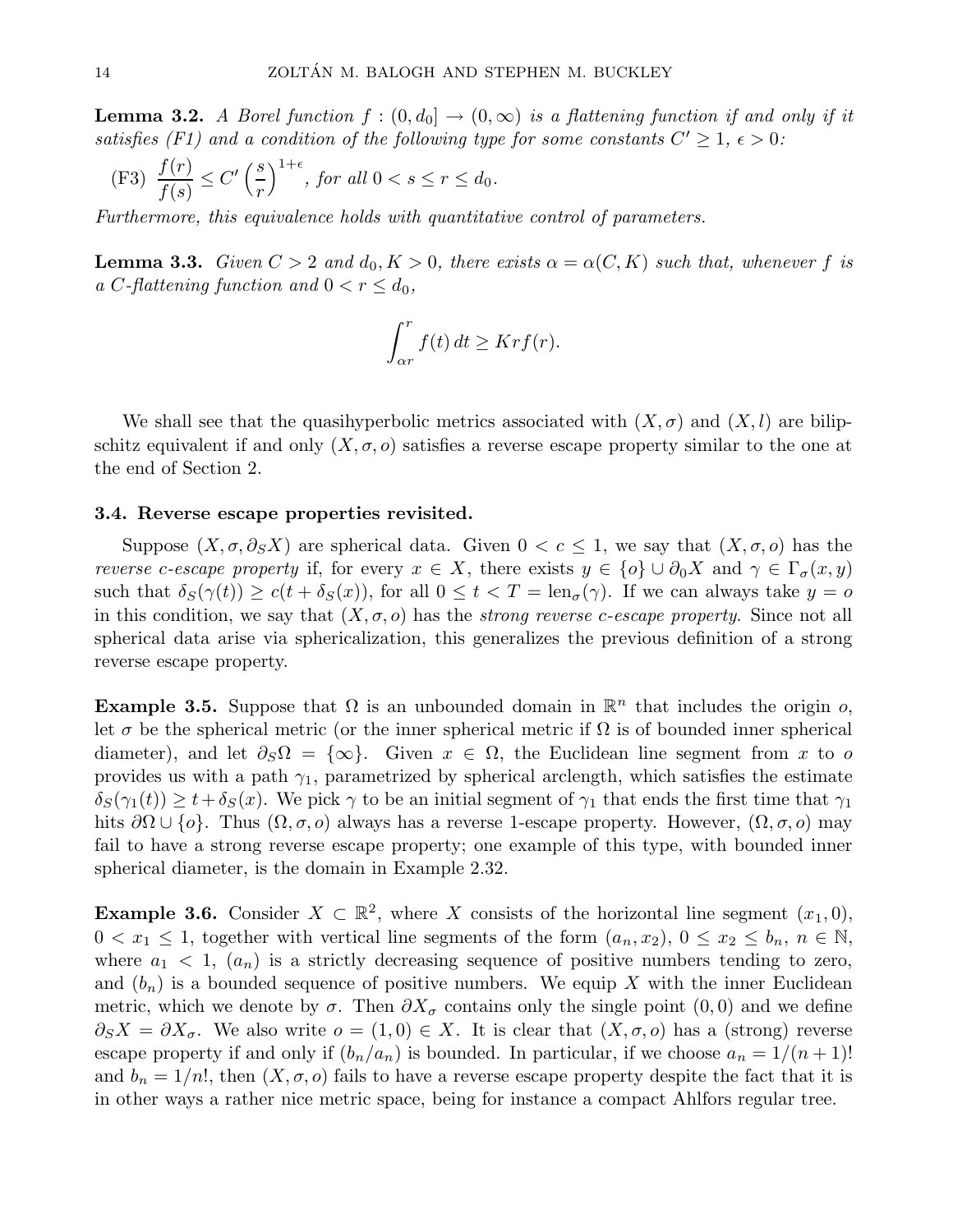**Lemma 3.2.** *A Borel function $f : (0, d_0] \to (0, \infty)$ is a flattening function if and only if it satisfies (F1) and a condition of the following type for some constants $C' \geq 1$, $\epsilon > 0$:*

(F3) $\dfrac{f(r)}{f(s)} \leq C' \left(\dfrac{s}{r}\right)^{1+\epsilon}$*, for all $0 < s \leq r \leq d_0$.*

*Furthermore, this equivalence holds with quantitative control of parameters.*

**Lemma 3.3.** *Given $C > 2$ and $d_0, K > 0$, there exists $\alpha = \alpha(C, K)$ such that, whenever $f$ is a $C$-flattening function and $0 < r \leq d_0$,*

$$\int_{\alpha r}^{r} f(t)\, dt \geq K r f(r).$$

We shall see that the quasihyperbolic metrics associated with $(X, \sigma)$ and $(X, l)$ are bilipschitz equivalent if and only $(X, \sigma, o)$ satisfies a reverse escape property similar to the one at the end of Section 2.

### 3.4. Reverse escape properties revisited.

Suppose $(X, \sigma, \partial_S X)$ are spherical data. Given $0 < c \leq 1$, we say that $(X, \sigma, o)$ has the *reverse $c$-escape property* if, for every $x \in X$, there exists $y \in \{o\} \cup \partial_0 X$ and $\gamma \in \Gamma_\sigma(x, y)$ such that $\delta_S(\gamma(t)) \geq c(t + \delta_S(x))$, for all $0 \leq t < T = \operatorname{len}_\sigma(\gamma)$. If we can always take $y = o$ in this condition, we say that $(X, \sigma, o)$ has the *strong reverse $c$-escape property*. Since not all spherical data arise via sphericalization, this generalizes the previous definition of a strong reverse escape property.

**Example 3.5.** Suppose that $\Omega$ is an unbounded domain in $\mathbb{R}^n$ that includes the origin $o$, let $\sigma$ be the spherical metric (or the inner spherical metric if $\Omega$ is of bounded inner spherical diameter), and let $\partial_S \Omega = \{\infty\}$. Given $x \in \Omega$, the Euclidean line segment from $x$ to $o$ provides us with a path $\gamma_1$, parametrized by spherical arclength, which satisfies the estimate $\delta_S(\gamma_1(t)) \geq t + \delta_S(x)$. We pick $\gamma$ to be an initial segment of $\gamma_1$ that ends the first time that $\gamma_1$ hits $\partial \Omega \cup \{o\}$. Thus $(\Omega, \sigma, o)$ always has a reverse 1-escape property. However, $(\Omega, \sigma, o)$ may fail to have a strong reverse escape property; one example of this type, with bounded inner spherical diameter, is the domain in Example 2.32.

**Example 3.6.** Consider $X \subset \mathbb{R}^2$, where $X$ consists of the horizontal line segment $(x_1, 0)$, $0 < x_1 \leq 1$, together with vertical line segments of the form $(a_n, x_2)$, $0 \leq x_2 \leq b_n$, $n \in \mathbb{N}$, where $a_1 < 1$, $(a_n)$ is a strictly decreasing sequence of positive numbers tending to zero, and $(b_n)$ is a bounded sequence of positive numbers. We equip $X$ with the inner Euclidean metric, which we denote by $\sigma$. Then $\partial X_\sigma$ contains only the single point $(0, 0)$ and we define $\partial_S X = \partial X_\sigma$. We also write $o = (1, 0) \in X$. It is clear that $(X, \sigma, o)$ has a (strong) reverse escape property if and only if $(b_n / a_n)$ is bounded. In particular, if we choose $a_n = 1/(n+1)!$ and $b_n = 1/n!$, then $(X, \sigma, o)$ fails to have a reverse escape property despite the fact that it is in other ways a rather nice metric space, being for instance a compact Ahlfors regular tree.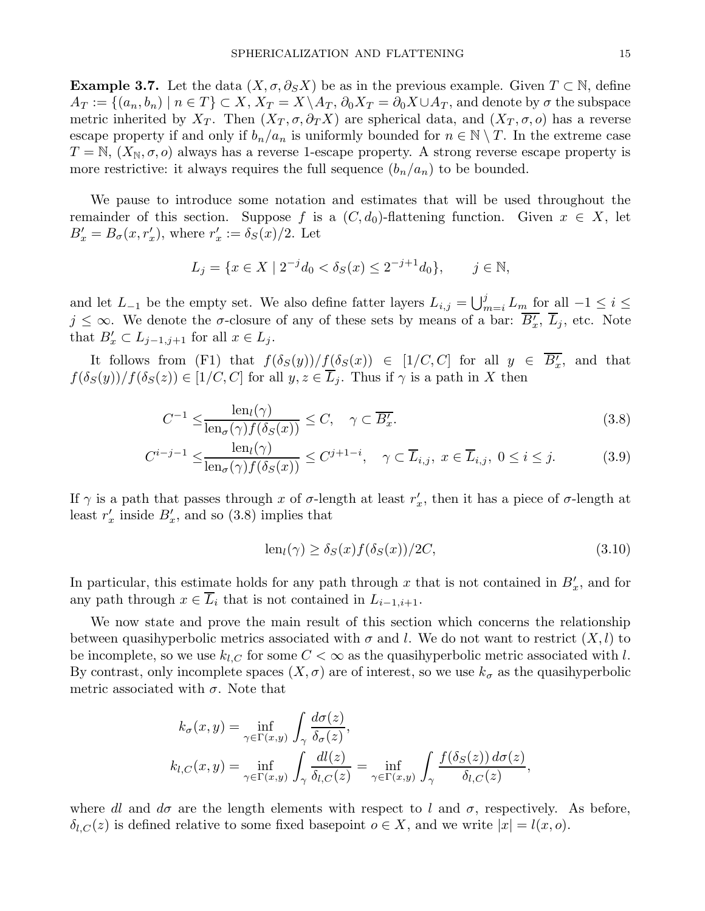**Example 3.7.** Let the data $(X, \sigma, \partial_S X)$ be as in the previous example. Given $T \subset \mathbb{N}$, define $A_T := \{(a_n, b_n) \mid n \in T\} \subset X$, $X_T = X \setminus A_T$, $\partial_0 X_T = \partial_0 X \cup A_T$, and denote by $\sigma$ the subspace metric inherited by $X_T$. Then $(X_T, \sigma, \partial_T X)$ are spherical data, and $(X_T, \sigma, o)$ has a reverse escape property if and only if $b_n/a_n$ is uniformly bounded for $n \in \mathbb{N} \setminus T$. In the extreme case $T = \mathbb{N}$, $(X_\mathbb{N}, \sigma, o)$ always has a reverse 1-escape property. A strong reverse escape property is more restrictive: it always requires the full sequence $(b_n/a_n)$ to be bounded.

We pause to introduce some notation and estimates that will be used throughout the remainder of this section. Suppose $f$ is a $(C, d_0)$-flattening function. Given $x \in X$, let $B'_x = B_\sigma(x, r'_x)$, where $r'_x := \delta_S(x)/2$. Let

$$L_j = \{x \in X \mid 2^{-j} d_0 < \delta_S(x) \le 2^{-j+1} d_0\}, \qquad j \in \mathbb{N},$$

and let $L_{-1}$ be the empty set. We also define fatter layers $L_{i,j} = \bigcup_{m=i}^{j} L_m$ for all $-1 \le i \le j \le \infty$. We denote the $\sigma$-closure of any of these sets by means of a bar: $\overline{B'_x}$, $\overline{L}_j$, etc. Note that $B'_x \subset L_{j-1,j+1}$ for all $x \in L_j$.

It follows from (F1) that $f(\delta_S(y))/f(\delta_S(x)) \in [1/C, C]$ for all $y \in \overline{B'_x}$, and that $f(\delta_S(y))/f(\delta_S(z)) \in [1/C, C]$ for all $y, z \in \overline{L}_j$. Thus if $\gamma$ is a path in $X$ then

$$C^{-1} \le \frac{\mathrm{len}_l(\gamma)}{\mathrm{len}_\sigma(\gamma) f(\delta_S(x))} \le C, \quad \gamma \subset \overline{B'_x}. \tag{3.8}$$

$$C^{i-j-1} \le \frac{\mathrm{len}_l(\gamma)}{\mathrm{len}_\sigma(\gamma) f(\delta_S(x))} \le C^{j+1-i}, \quad \gamma \subset \overline{L}_{i,j},\ x \in \overline{L}_{i,j},\ 0 \le i \le j. \tag{3.9}$$

If $\gamma$ is a path that passes through $x$ of $\sigma$-length at least $r'_x$, then it has a piece of $\sigma$-length at least $r'_x$ inside $B'_x$, and so (3.8) implies that

$$\mathrm{len}_l(\gamma) \ge \delta_S(x) f(\delta_S(x))/2C, \tag{3.10}$$

In particular, this estimate holds for any path through $x$ that is not contained in $B'_x$, and for any path through $x \in \overline{L}_i$ that is not contained in $L_{i-1,i+1}$.

We now state and prove the main result of this section which concerns the relationship between quasihyperbolic metrics associated with $\sigma$ and $l$. We do not want to restrict $(X, l)$ to be incomplete, so we use $k_{l,C}$ for some $C < \infty$ as the quasihyperbolic metric associated with $l$. By contrast, only incomplete spaces $(X, \sigma)$ are of interest, so we use $k_\sigma$ as the quasihyperbolic metric associated with $\sigma$. Note that

$$k_\sigma(x, y) = \inf_{\gamma \in \Gamma(x,y)} \int_\gamma \frac{d\sigma(z)}{\delta_\sigma(z)},$$

$$k_{l,C}(x, y) = \inf_{\gamma \in \Gamma(x,y)} \int_\gamma \frac{dl(z)}{\delta_{l,C}(z)} = \inf_{\gamma \in \Gamma(x,y)} \int_\gamma \frac{f(\delta_S(z))\, d\sigma(z)}{\delta_{l,C}(z)},$$

where $dl$ and $d\sigma$ are the length elements with respect to $l$ and $\sigma$, respectively. As before, $\delta_{l,C}(z)$ is defined relative to some fixed basepoint $o \in X$, and we write $|x| = l(x, o)$.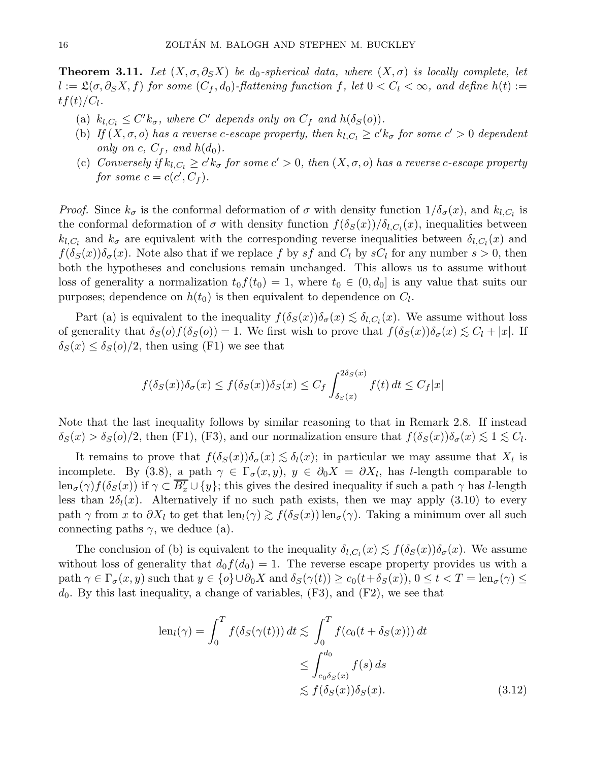**Theorem 3.11.** *Let $(X, \sigma, \partial_S X)$ be $d_0$-spherical data, where $(X, \sigma)$ is locally complete, let $l := \mathfrak{L}(\sigma, \partial_S X, f)$ for some $(C_f, d_0)$-flattening function $f$, let $0 < C_l < \infty$, and define $h(t) := tf(t)/C_l$.*

(a) *$k_{l,C_l} \le C' k_\sigma$, where $C'$ depends only on $C_f$ and $h(\delta_S(o))$.*

(b) *If $(X, \sigma, o)$ has a reverse $c$-escape property, then $k_{l,C_l} \ge c' k_\sigma$ for some $c' > 0$ dependent only on $c$, $C_f$, and $h(d_0)$.*

(c) *Conversely if $k_{l,C_l} \ge c' k_\sigma$ for some $c' > 0$, then $(X, \sigma, o)$ has a reverse $c$-escape property for some $c = c(c', C_f)$.*

*Proof.* Since $k_\sigma$ is the conformal deformation of $\sigma$ with density function $1/\delta_\sigma(x)$, and $k_{l,C_l}$ is the conformal deformation of $\sigma$ with density function $f(\delta_S(x))/\delta_{l,C_l}(x)$, inequalities between $k_{l,C_l}$ and $k_\sigma$ are equivalent with the corresponding reverse inequalities between $\delta_{l,C_l}(x)$ and $f(\delta_S(x))\delta_\sigma(x)$. Note also that if we replace $f$ by $sf$ and $C_l$ by $sC_l$ for any number $s > 0$, then both the hypotheses and conclusions remain unchanged. This allows us to assume without loss of generality a normalization $t_0 f(t_0) = 1$, where $t_0 \in (0, d_0]$ is any value that suits our purposes; dependence on $h(t_0)$ is then equivalent to dependence on $C_l$.

Part (a) is equivalent to the inequality $f(\delta_S(x))\delta_\sigma(x) \lesssim \delta_{l,C_l}(x)$. We assume without loss of generality that $\delta_S(o) f(\delta_S(o)) = 1$. We first wish to prove that $f(\delta_S(x))\delta_\sigma(x) \lesssim C_l + |x|$. If $\delta_S(x) \le \delta_S(o)/2$, then using (F1) we see that

$$f(\delta_S(x))\delta_\sigma(x) \le f(\delta_S(x))\delta_S(x) \le C_f \int_{\delta_S(x)}^{2\delta_S(x)} f(t)\, dt \le C_f |x|$$

Note that the last inequality follows by similar reasoning to that in Remark 2.8. If instead $\delta_S(x) > \delta_S(o)/2$, then (F1), (F3), and our normalization ensure that $f(\delta_S(x))\delta_\sigma(x) \lesssim 1 \lesssim C_l$.

It remains to prove that $f(\delta_S(x))\delta_\sigma(x) \lesssim \delta_l(x)$; in particular we may assume that $X_l$ is incomplete. By (3.8), a path $\gamma \in \Gamma_\sigma(x, y)$, $y \in \partial_0 X = \partial X_l$, has $l$-length comparable to $\operatorname{len}_\sigma(\gamma) f(\delta_S(x))$ if $\gamma \subset \overline{B'_x} \cup \{y\}$; this gives the desired inequality if such a path $\gamma$ has $l$-length less than $2\delta_l(x)$. Alternatively if no such path exists, then we may apply (3.10) to every path $\gamma$ from $x$ to $\partial X_l$ to get that $\operatorname{len}_l(\gamma) \gtrsim f(\delta_S(x)) \operatorname{len}_\sigma(\gamma)$. Taking a minimum over all such connecting paths $\gamma$, we deduce (a).

The conclusion of (b) is equivalent to the inequality $\delta_{l,C_l}(x) \lesssim f(\delta_S(x))\delta_\sigma(x)$. We assume without loss of generality that $d_0 f(d_0) = 1$. The reverse escape property provides us with a path $\gamma \in \Gamma_\sigma(x, y)$ such that $y \in \{o\} \cup \partial_0 X$ and $\delta_S(\gamma(t)) \ge c_0(t + \delta_S(x))$, $0 \le t < T = \operatorname{len}_\sigma(\gamma) \le d_0$. By this last inequality, a change of variables, (F3), and (F2), we see that

$$\begin{aligned} \operatorname{len}_l(\gamma) = \int_0^T f(\delta_S(\gamma(t)))\, dt &\lesssim \int_0^T f(c_0(t + \delta_S(x)))\, dt \\ &\le \int_{c_0 \delta_S(x)}^{d_0} f(s)\, ds \\ &\lesssim f(\delta_S(x))\delta_S(x). \end{aligned} \tag{3.12}$$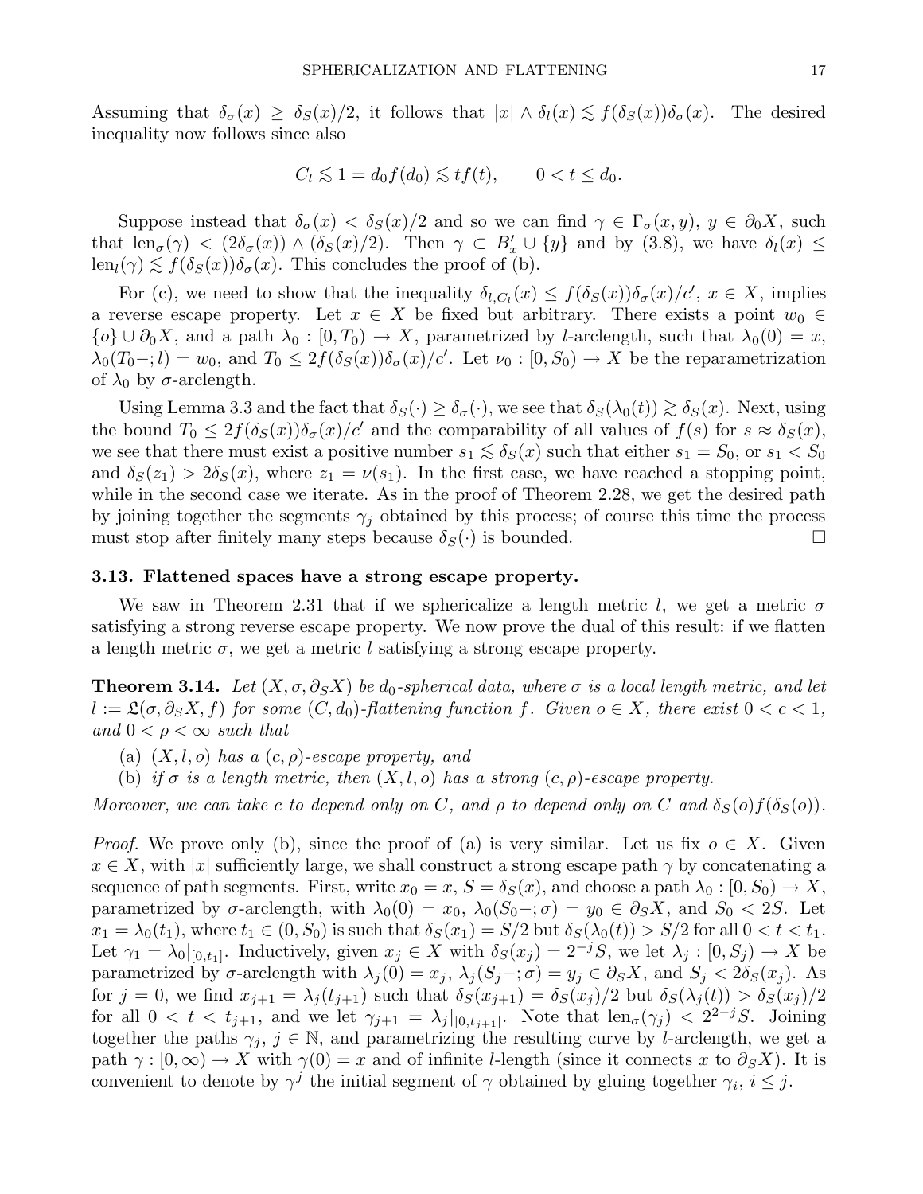Assuming that $\delta_\sigma(x) \geq \delta_S(x)/2$, it follows that $|x| \wedge \delta_l(x) \lesssim f(\delta_S(x))\delta_\sigma(x)$. The desired inequality now follows since also

$$C_l \lesssim 1 = d_0 f(d_0) \lesssim t f(t), \qquad 0 < t \leq d_0.$$

Suppose instead that $\delta_\sigma(x) < \delta_S(x)/2$ and so we can find $\gamma \in \Gamma_\sigma(x,y)$, $y \in \partial_0 X$, such that $\mathrm{len}_\sigma(\gamma) < (2\delta_\sigma(x)) \wedge (\delta_S(x)/2)$. Then $\gamma \subset B'_x \cup \{y\}$ and by (3.8), we have $\delta_l(x) \leq \mathrm{len}_l(\gamma) \lesssim f(\delta_S(x))\delta_\sigma(x)$. This concludes the proof of (b).

For (c), we need to show that the inequality $\delta_{l,C_l}(x) \leq f(\delta_S(x))\delta_\sigma(x)/c'$, $x \in X$, implies a reverse escape property. Let $x \in X$ be fixed but arbitrary. There exists a point $w_0 \in \{o\} \cup \partial_0 X$, and a path $\lambda_0 : [0, T_0) \to X$, parametrized by $l$-arclength, such that $\lambda_0(0) = x$, $\lambda_0(T_0-; l) = w_0$, and $T_0 \leq 2f(\delta_S(x))\delta_\sigma(x)/c'$. Let $\nu_0 : [0, S_0) \to X$ be the reparametrization of $\lambda_0$ by $\sigma$-arclength.

Using Lemma 3.3 and the fact that $\delta_S(\cdot) \geq \delta_\sigma(\cdot)$, we see that $\delta_S(\lambda_0(t)) \gtrsim \delta_S(x)$. Next, using the bound $T_0 \leq 2f(\delta_S(x))\delta_\sigma(x)/c'$ and the comparability of all values of $f(s)$ for $s \approx \delta_S(x)$, we see that there must exist a positive number $s_1 \lesssim \delta_S(x)$ such that either $s_1 = S_0$, or $s_1 < S_0$ and $\delta_S(z_1) > 2\delta_S(x)$, where $z_1 = \nu(s_1)$. In the first case, we have reached a stopping point, while in the second case we iterate. As in the proof of Theorem 2.28, we get the desired path by joining together the segments $\gamma_j$ obtained by this process; of course this time the process must stop after finitely many steps because $\delta_S(\cdot)$ is bounded. $\square$

### 3.13. Flattened spaces have a strong escape property.

We saw in Theorem 2.31 that if we sphericalize a length metric $l$, we get a metric $\sigma$ satisfying a strong reverse escape property. We now prove the dual of this result: if we flatten a length metric $\sigma$, we get a metric $l$ satisfying a strong escape property.

**Theorem 3.14.** *Let $(X, \sigma, \partial_S X)$ be $d_0$-spherical data, where $\sigma$ is a local length metric, and let $l := \mathfrak{L}(\sigma, \partial_S X, f)$ for some $(C, d_0)$-flattening function $f$. Given $o \in X$, there exist $0 < c < 1$, and $0 < \rho < \infty$ such that*

- (a) *$(X, l, o)$ has a $(c, \rho)$-escape property, and*
- (b) *if $\sigma$ is a length metric, then $(X, l, o)$ has a strong $(c, \rho)$-escape property.*

*Moreover, we can take $c$ to depend only on $C$, and $\rho$ to depend only on $C$ and $\delta_S(o)f(\delta_S(o))$.*

*Proof.* We prove only (b), since the proof of (a) is very similar. Let us fix $o \in X$. Given $x \in X$, with $|x|$ sufficiently large, we shall construct a strong escape path $\gamma$ by concatenating a sequence of path segments. First, write $x_0 = x$, $S = \delta_S(x)$, and choose a path $\lambda_0 : [0, S_0) \to X$, parametrized by $\sigma$-arclength, with $\lambda_0(0) = x_0$, $\lambda_0(S_0-; \sigma) = y_0 \in \partial_S X$, and $S_0 < 2S$. Let $x_1 = \lambda_0(t_1)$, where $t_1 \in (0, S_0)$ is such that $\delta_S(x_1) = S/2$ but $\delta_S(\lambda_0(t)) > S/2$ for all $0 < t < t_1$. Let $\gamma_1 = \lambda_0|_{[0,t_1]}$. Inductively, given $x_j \in X$ with $\delta_S(x_j) = 2^{-j}S$, we let $\lambda_j : [0, S_j) \to X$ be parametrized by $\sigma$-arclength with $\lambda_j(0) = x_j$, $\lambda_j(S_j-; \sigma) = y_j \in \partial_S X$, and $S_j < 2\delta_S(x_j)$. As for $j = 0$, we find $x_{j+1} = \lambda_j(t_{j+1})$ such that $\delta_S(x_{j+1}) = \delta_S(x_j)/2$ but $\delta_S(\lambda_j(t)) > \delta_S(x_j)/2$ for all $0 < t < t_{j+1}$, and we let $\gamma_{j+1} = \lambda_j|_{[0,t_{j+1}]}$. Note that $\mathrm{len}_\sigma(\gamma_j) < 2^{2-j}S$. Joining together the paths $\gamma_j$, $j \in \mathbb{N}$, and parametrizing the resulting curve by $l$-arclength, we get a path $\gamma : [0, \infty) \to X$ with $\gamma(0) = x$ and of infinite $l$-length (since it connects $x$ to $\partial_S X$). It is convenient to denote by $\gamma^j$ the initial segment of $\gamma$ obtained by gluing together $\gamma_i$, $i \leq j$.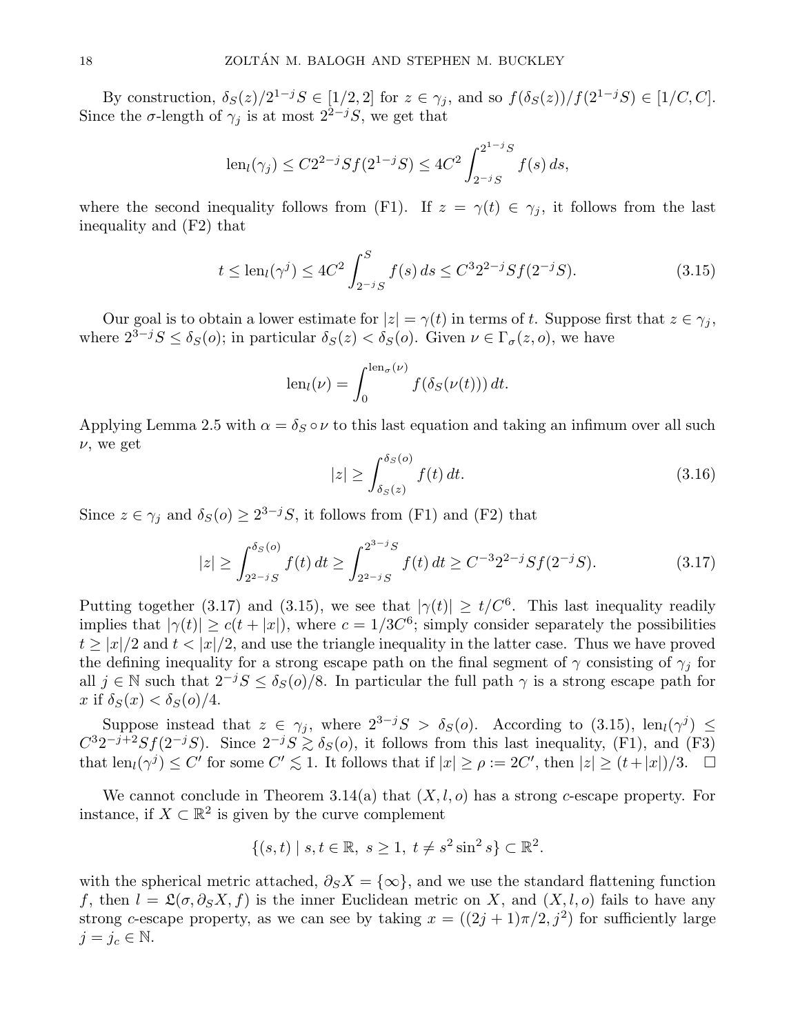By construction, $\delta_S(z)/2^{1-j}S \in [1/2, 2]$ for $z \in \gamma_j$, and so $f(\delta_S(z))/f(2^{1-j}S) \in [1/C, C]$. Since the $\sigma$-length of $\gamma_j$ is at most $2^{2-j}S$, we get that

$$\mathrm{len}_l(\gamma_j) \le C 2^{2-j} S f(2^{1-j}S) \le 4C^2 \int_{2^{-j}S}^{2^{1-j}S} f(s)\, ds,$$

where the second inequality follows from (F1). If $z = \gamma(t) \in \gamma_j$, it follows from the last inequality and (F2) that

$$t \le \mathrm{len}_l(\gamma^j) \le 4C^2 \int_{2^{-j}S}^{S} f(s)\, ds \le C^3 2^{2-j} S f(2^{-j}S). \tag{3.15}$$

Our goal is to obtain a lower estimate for $|z| = \gamma(t)$ in terms of $t$. Suppose first that $z \in \gamma_j$, where $2^{3-j}S \le \delta_S(o)$; in particular $\delta_S(z) < \delta_S(o)$. Given $\nu \in \Gamma_\sigma(z, o)$, we have

$$\mathrm{len}_l(\nu) = \int_0^{\mathrm{len}_\sigma(\nu)} f(\delta_S(\nu(t)))\, dt.$$

Applying Lemma 2.5 with $\alpha = \delta_S \circ \nu$ to this last equation and taking an infimum over all such $\nu$, we get

$$|z| \ge \int_{\delta_S(z)}^{\delta_S(o)} f(t)\, dt. \tag{3.16}$$

Since $z \in \gamma_j$ and $\delta_S(o) \ge 2^{3-j}S$, it follows from (F1) and (F2) that

$$|z| \ge \int_{2^{2-j}S}^{\delta_S(o)} f(t)\, dt \ge \int_{2^{2-j}S}^{2^{3-j}S} f(t)\, dt \ge C^{-3} 2^{2-j} S f(2^{-j}S). \tag{3.17}$$

Putting together (3.17) and (3.15), we see that $|\gamma(t)| \ge t/C^6$. This last inequality readily implies that $|\gamma(t)| \ge c(t + |x|)$, where $c = 1/3C^6$; simply consider separately the possibilities $t \ge |x|/2$ and $t < |x|/2$, and use the triangle inequality in the latter case. Thus we have proved the defining inequality for a strong escape path on the final segment of $\gamma$ consisting of $\gamma_j$ for all $j \in \mathbb{N}$ such that $2^{-j}S \le \delta_S(o)/8$. In particular the full path $\gamma$ is a strong escape path for $x$ if $\delta_S(x) < \delta_S(o)/4$.

Suppose instead that $z \in \gamma_j$, where $2^{3-j}S > \delta_S(o)$. According to (3.15), $\mathrm{len}_l(\gamma^j) \le C^3 2^{-j+2} S f(2^{-j}S)$. Since $2^{-j}S \gtrsim \delta_S(o)$, it follows from this last inequality, (F1), and (F3) that $\mathrm{len}_l(\gamma^j) \le C'$ for some $C' \lesssim 1$. It follows that if $|x| \ge \rho := 2C'$, then $|z| \ge (t + |x|)/3$. $\square$

We cannot conclude in Theorem 3.14(a) that $(X, l, o)$ has a strong $c$-escape property. For instance, if $X \subset \mathbb{R}^2$ is given by the curve complement

$$\{(s, t) \mid s, t \in \mathbb{R},\ s \ge 1,\ t \ne s^2 \sin^2 s\} \subset \mathbb{R}^2.$$

with the spherical metric attached, $\partial_S X = \{\infty\}$, and we use the standard flattening function $f$, then $l = \mathfrak{L}(\sigma, \partial_S X, f)$ is the inner Euclidean metric on $X$, and $(X, l, o)$ fails to have any strong $c$-escape property, as we can see by taking $x = ((2j + 1)\pi/2, j^2)$ for sufficiently large $j = j_c \in \mathbb{N}$.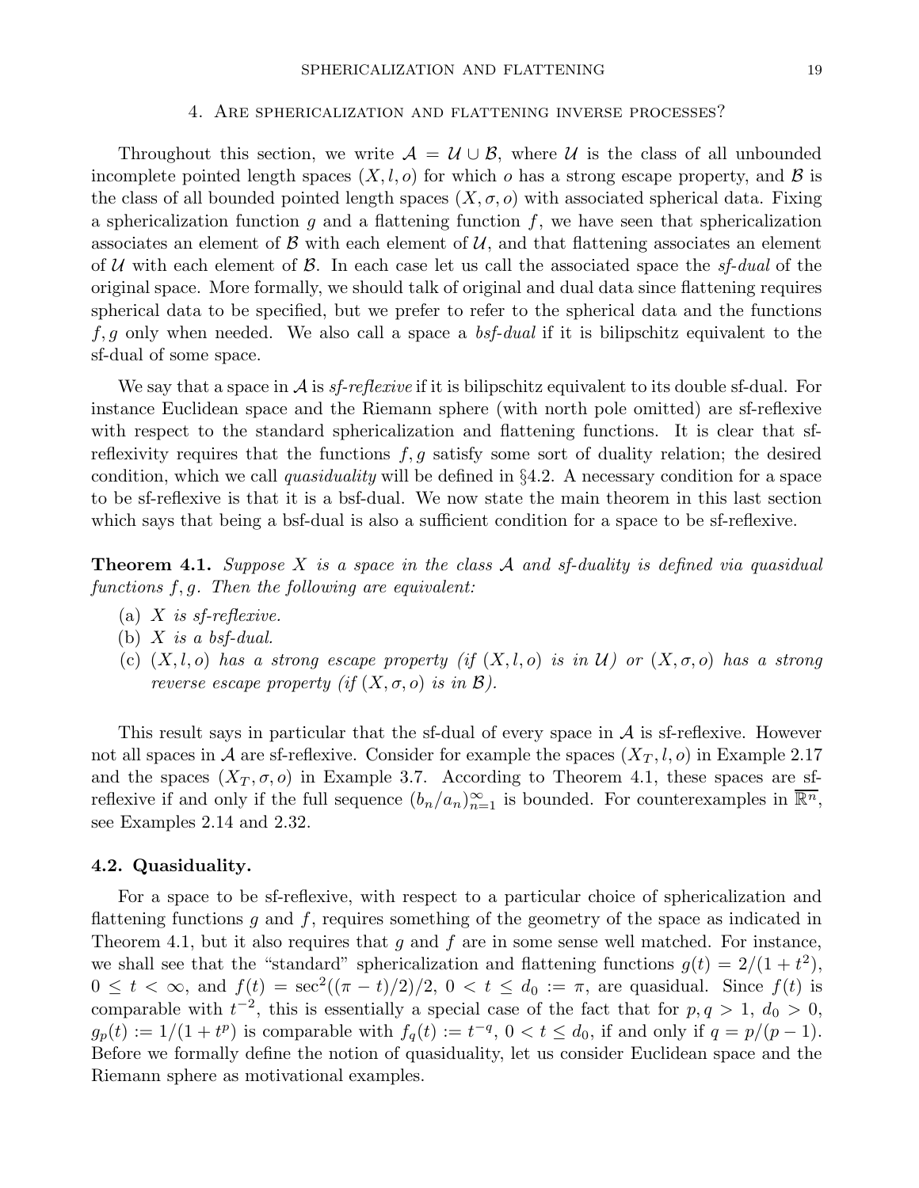## 4. Are sphericalization and flattening inverse processes?

Throughout this section, we write $\mathcal{A} = \mathcal{U} \cup \mathcal{B}$, where $\mathcal{U}$ is the class of all unbounded incomplete pointed length spaces $(X, l, o)$ for which $o$ has a strong escape property, and $\mathcal{B}$ is the class of all bounded pointed length spaces $(X, \sigma, o)$ with associated spherical data. Fixing a sphericalization function $g$ and a flattening function $f$, we have seen that sphericalization associates an element of $\mathcal{B}$ with each element of $\mathcal{U}$, and that flattening associates an element of $\mathcal{U}$ with each element of $\mathcal{B}$. In each case let us call the associated space the *sf-dual* of the original space. More formally, we should talk of original and dual data since flattening requires spherical data to be specified, but we prefer to refer to the spherical data and the functions $f, g$ only when needed. We also call a space a *bsf-dual* if it is bilipschitz equivalent to the sf-dual of some space.

We say that a space in $\mathcal{A}$ is *sf-reflexive* if it is bilipschitz equivalent to its double sf-dual. For instance Euclidean space and the Riemann sphere (with north pole omitted) are sf-reflexive with respect to the standard sphericalization and flattening functions. It is clear that sf-reflexivity requires that the functions $f, g$ satisfy some sort of duality relation; the desired condition, which we call *quasiduality* will be defined in §4.2. A necessary condition for a space to be sf-reflexive is that it is a bsf-dual. We now state the main theorem in this last section which says that being a bsf-dual is also a sufficient condition for a space to be sf-reflexive.

**Theorem 4.1.** *Suppose $X$ is a space in the class $\mathcal{A}$ and sf-duality is defined via quasidual functions $f, g$. Then the following are equivalent:*

(a) *$X$ is sf-reflexive.*
(b) *$X$ is a bsf-dual.*
(c) *$(X, l, o)$ has a strong escape property (if $(X, l, o)$ is in $\mathcal{U}$) or $(X, \sigma, o)$ has a strong reverse escape property (if $(X, \sigma, o)$ is in $\mathcal{B}$).*

This result says in particular that the sf-dual of every space in $\mathcal{A}$ is sf-reflexive. However not all spaces in $\mathcal{A}$ are sf-reflexive. Consider for example the spaces $(X_T, l, o)$ in Example 2.17 and the spaces $(X_T, \sigma, o)$ in Example 3.7. According to Theorem 4.1, these spaces are sf-reflexive if and only if the full sequence $(b_n/a_n)_{n=1}^\infty$ is bounded. For counterexamples in $\overline{\mathbb{R}^n}$, see Examples 2.14 and 2.32.

### 4.2. Quasiduality.

For a space to be sf-reflexive, with respect to a particular choice of sphericalization and flattening functions $g$ and $f$, requires something of the geometry of the space as indicated in Theorem 4.1, but it also requires that $g$ and $f$ are in some sense well matched. For instance, we shall see that the "standard" sphericalization and flattening functions $g(t) = 2/(1+t^2)$, $0 \le t < \infty$, and $f(t) = \sec^2((\pi - t)/2)/2$, $0 < t \le d_0 := \pi$, are quasidual. Since $f(t)$ is comparable with $t^{-2}$, this is essentially a special case of the fact that for $p, q > 1$, $d_0 > 0$, $g_p(t) := 1/(1+t^p)$ is comparable with $f_q(t) := t^{-q}$, $0 < t \le d_0$, if and only if $q = p/(p-1)$. Before we formally define the notion of quasiduality, let us consider Euclidean space and the Riemann sphere as motivational examples.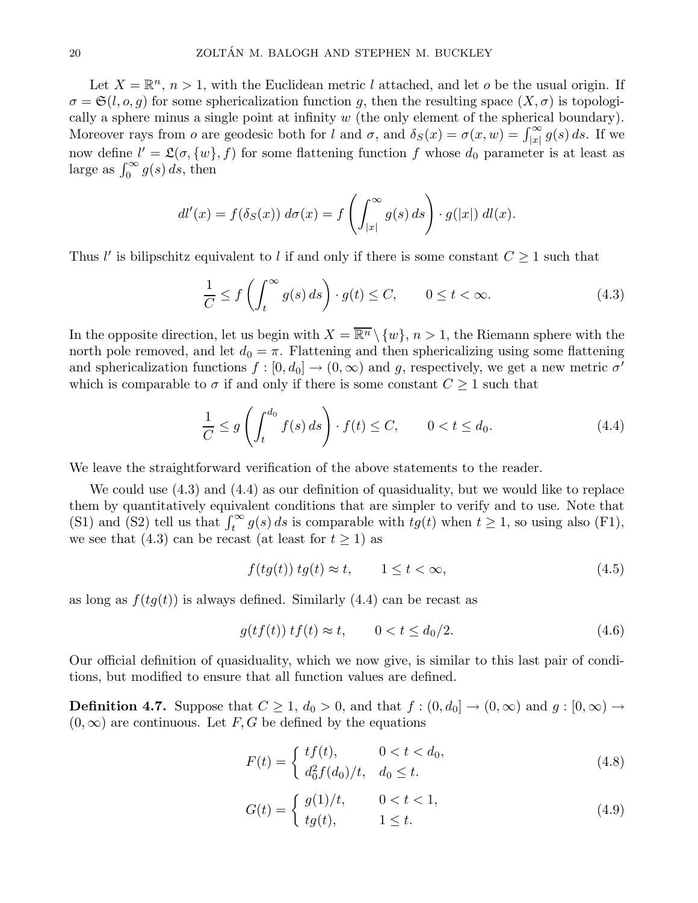Let $X = \mathbb{R}^n$, $n > 1$, with the Euclidean metric $l$ attached, and let $o$ be the usual origin. If $\sigma = \mathfrak{S}(l, o, g)$ for some sphericalization function $g$, then the resulting space $(X, \sigma)$ is topologically a sphere minus a single point at infinity $w$ (the only element of the spherical boundary). Moreover rays from $o$ are geodesic both for $l$ and $\sigma$, and $\delta_S(x) = \sigma(x, w) = \int_{|x|}^\infty g(s)\,ds$. If we now define $l' = \mathfrak{L}(\sigma, \{w\}, f)$ for some flattening function $f$ whose $d_0$ parameter is at least as large as $\int_0^\infty g(s)\,ds$, then

$$dl'(x) = f(\delta_S(x))\,d\sigma(x) = f\left(\int_{|x|}^\infty g(s)\,ds\right) \cdot g(|x|)\,dl(x).$$

Thus $l'$ is bilipschitz equivalent to $l$ if and only if there is some constant $C \geq 1$ such that

$$\frac{1}{C} \leq f\left(\int_t^\infty g(s)\,ds\right) \cdot g(t) \leq C, \qquad 0 \leq t < \infty. \tag{4.3}$$

In the opposite direction, let us begin with $X = \overline{\mathbb{R}^n} \setminus \{w\}$, $n > 1$, the Riemann sphere with the north pole removed, and let $d_0 = \pi$. Flattening and then sphericalizing using some flattening and sphericalization functions $f : [0, d_0] \to (0, \infty)$ and $g$, respectively, we get a new metric $\sigma'$ which is comparable to $\sigma$ if and only if there is some constant $C \geq 1$ such that

$$\frac{1}{C} \leq g\left(\int_t^{d_0} f(s)\,ds\right) \cdot f(t) \leq C, \qquad 0 < t \leq d_0. \tag{4.4}$$

We leave the straightforward verification of the above statements to the reader.

We could use (4.3) and (4.4) as our definition of quasiduality, but we would like to replace them by quantitatively equivalent conditions that are simpler to verify and to use. Note that (S1) and (S2) tell us that $\int_t^\infty g(s)\,ds$ is comparable with $tg(t)$ when $t \geq 1$, so using also (F1), we see that (4.3) can be recast (at least for $t \geq 1$) as

$$f(tg(t))\,tg(t) \approx t, \qquad 1 \leq t < \infty, \tag{4.5}$$

as long as $f(tg(t))$ is always defined. Similarly (4.4) can be recast as

$$g(tf(t))\,tf(t) \approx t, \qquad 0 < t \leq d_0/2. \tag{4.6}$$

Our official definition of quasiduality, which we now give, is similar to this last pair of conditions, but modified to ensure that all function values are defined.

**Definition 4.7.** Suppose that $C \geq 1$, $d_0 > 0$, and that $f : (0, d_0] \to (0, \infty)$ and $g : [0, \infty) \to (0, \infty)$ are continuous. Let $F, G$ be defined by the equations

$$F(t) = \begin{cases} tf(t), & 0 < t < d_0, \\ d_0^2 f(d_0)/t, & d_0 \leq t. \end{cases} \tag{4.8}$$

$$G(t) = \begin{cases} g(1)/t, & 0 < t < 1, \\ tg(t), & 1 \leq t. \end{cases} \tag{4.9}$$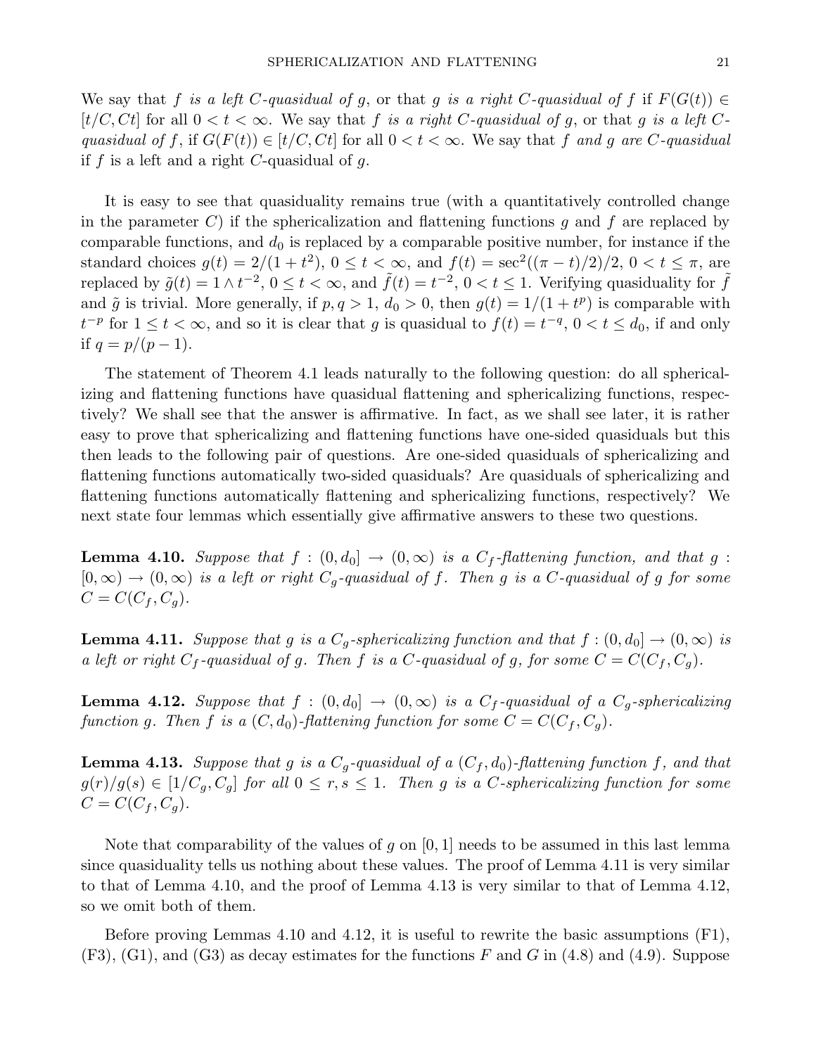We say that $f$ *is a left $C$-quasidual of* $g$, or that $g$ *is a right $C$-quasidual of* $f$ if $F(G(t)) \in [t/C, Ct]$ for all $0 < t < \infty$. We say that $f$ *is a right $C$-quasidual of* $g$, or that $g$ *is a left $C$-quasidual of* $f$, if $G(F(t)) \in [t/C, Ct]$ for all $0 < t < \infty$. We say that $f$ *and* $g$ *are $C$-quasidual* if $f$ is a left and a right $C$-quasidual of $g$.

It is easy to see that quasiduality remains true (with a quantitatively controlled change in the parameter $C$) if the sphericalization and flattening functions $g$ and $f$ are replaced by comparable functions, and $d_0$ is replaced by a comparable positive number, for instance if the standard choices $g(t) = 2/(1+t^2)$, $0 \le t < \infty$, and $f(t) = \sec^2((\pi - t)/2)/2$, $0 < t \le \pi$, are replaced by $\tilde{g}(t) = 1 \wedge t^{-2}$, $0 \le t < \infty$, and $\tilde{f}(t) = t^{-2}$, $0 < t \le 1$. Verifying quasiduality for $\tilde{f}$ and $\tilde{g}$ is trivial. More generally, if $p, q > 1$, $d_0 > 0$, then $g(t) = 1/(1+t^p)$ is comparable with $t^{-p}$ for $1 \le t < \infty$, and so it is clear that $g$ is quasidual to $f(t) = t^{-q}$, $0 < t \le d_0$, if and only if $q = p/(p-1)$.

The statement of Theorem 4.1 leads naturally to the following question: do all sphericalizing and flattening functions have quasidual flattening and sphericalizing functions, respectively? We shall see that the answer is affirmative. In fact, as we shall see later, it is rather easy to prove that sphericalizing and flattening functions have one-sided quasiduals but this then leads to the following pair of questions. Are one-sided quasiduals of sphericalizing and flattening functions automatically two-sided quasiduals? Are quasiduals of sphericalizing and flattening functions automatically flattening and sphericalizing functions, respectively? We next state four lemmas which essentially give affirmative answers to these two questions.

**Lemma 4.10.** *Suppose that $f : (0, d_0] \to (0, \infty)$ is a $C_f$-flattening function, and that $g : [0, \infty) \to (0, \infty)$ is a left or right $C_g$-quasidual of $f$. Then $g$ is a $C$-quasidual of $g$ for some $C = C(C_f, C_g)$.*

**Lemma 4.11.** *Suppose that $g$ is a $C_g$-sphericalizing function and that $f : (0, d_0] \to (0, \infty)$ is a left or right $C_f$-quasidual of $g$. Then $f$ is a $C$-quasidual of $g$, for some $C = C(C_f, C_g)$.*

**Lemma 4.12.** *Suppose that $f : (0, d_0] \to (0, \infty)$ is a $C_f$-quasidual of a $C_g$-sphericalizing function $g$. Then $f$ is a $(C, d_0)$-flattening function for some $C = C(C_f, C_g)$.*

**Lemma 4.13.** *Suppose that $g$ is a $C_g$-quasidual of a $(C_f, d_0)$-flattening function $f$, and that $g(r)/g(s) \in [1/C_g, C_g]$ for all $0 \le r, s \le 1$. Then $g$ is a $C$-sphericalizing function for some $C = C(C_f, C_g)$.*

Note that comparability of the values of $g$ on $[0, 1]$ needs to be assumed in this last lemma since quasiduality tells us nothing about these values. The proof of Lemma 4.11 is very similar to that of Lemma 4.10, and the proof of Lemma 4.13 is very similar to that of Lemma 4.12, so we omit both of them.

Before proving Lemmas 4.10 and 4.12, it is useful to rewrite the basic assumptions (F1), (F3), (G1), and (G3) as decay estimates for the functions $F$ and $G$ in (4.8) and (4.9). Suppose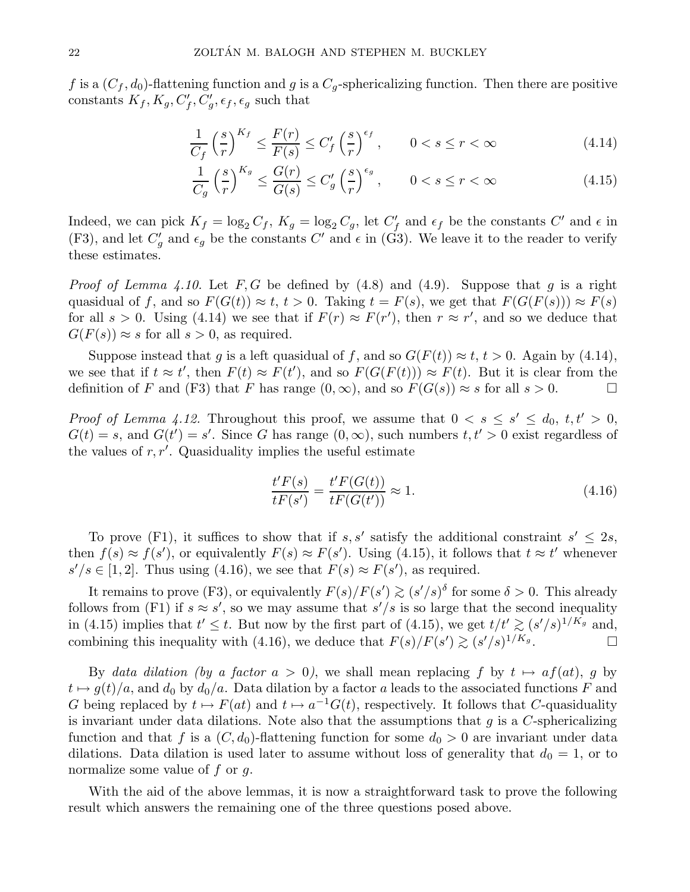$f$ is a $(C_f, d_0)$-flattening function and $g$ is a $C_g$-sphericalizing function. Then there are positive constants $K_f, K_g, C'_f, C'_g, \epsilon_f, \epsilon_g$ such that

$$\frac{1}{C_f}\left(\frac{s}{r}\right)^{K_f} \le \frac{F(r)}{F(s)} \le C'_f\left(\frac{s}{r}\right)^{\epsilon_f}, \qquad 0 < s \le r < \infty \tag{4.14}$$

$$\frac{1}{C_g}\left(\frac{s}{r}\right)^{K_g} \le \frac{G(r)}{G(s)} \le C'_g\left(\frac{s}{r}\right)^{\epsilon_g}, \qquad 0 < s \le r < \infty \tag{4.15}$$

Indeed, we can pick $K_f = \log_2 C_f$, $K_g = \log_2 C_g$, let $C'_f$ and $\epsilon_f$ be the constants $C'$ and $\epsilon$ in (F3), and let $C'_g$ and $\epsilon_g$ be the constants $C'$ and $\epsilon$ in (G3). We leave it to the reader to verify these estimates.

*Proof of Lemma 4.10.* Let $F, G$ be defined by (4.8) and (4.9). Suppose that $g$ is a right quasidual of $f$, and so $F(G(t)) \approx t$, $t > 0$. Taking $t = F(s)$, we get that $F(G(F(s))) \approx F(s)$ for all $s > 0$. Using (4.14) we see that if $F(r) \approx F(r')$, then $r \approx r'$, and so we deduce that $G(F(s)) \approx s$ for all $s > 0$, as required.

Suppose instead that $g$ is a left quasidual of $f$, and so $G(F(t)) \approx t$, $t > 0$. Again by (4.14), we see that if $t \approx t'$, then $F(t) \approx F(t')$, and so $F(G(F(t))) \approx F(t)$. But it is clear from the definition of $F$ and (F3) that $F$ has range $(0, \infty)$, and so $F(G(s)) \approx s$ for all $s > 0$. □

*Proof of Lemma 4.12.* Throughout this proof, we assume that $0 < s \le s' \le d_0$, $t, t' > 0$, $G(t) = s$, and $G(t') = s'$. Since $G$ has range $(0, \infty)$, such numbers $t, t' > 0$ exist regardless of the values of $r, r'$. Quasiduality implies the useful estimate

$$\frac{t'F(s)}{tF(s')} = \frac{t'F(G(t))}{tF(G(t'))} \approx 1. \tag{4.16}$$

To prove (F1), it suffices to show that if $s, s'$ satisfy the additional constraint $s' \le 2s$, then $f(s) \approx f(s')$, or equivalently $F(s) \approx F(s')$. Using (4.15), it follows that $t \approx t'$ whenever $s'/s \in [1, 2]$. Thus using (4.16), we see that $F(s) \approx F(s')$, as required.

It remains to prove (F3), or equivalently $F(s)/F(s') \gtrsim (s'/s)^{\delta}$ for some $\delta > 0$. This already follows from (F1) if $s \approx s'$, so we may assume that $s'/s$ is so large that the second inequality in (4.15) implies that $t' \le t$. But now by the first part of (4.15), we get $t/t' \gtrsim (s'/s)^{1/K_g}$ and, combining this inequality with (4.16), we deduce that $F(s)/F(s') \gtrsim (s'/s)^{1/K_g}$. □

By *data dilation (by a factor $a > 0$)*, we shall mean replacing $f$ by $t \mapsto af(at)$, $g$ by $t \mapsto g(t)/a$, and $d_0$ by $d_0/a$. Data dilation by a factor $a$ leads to the associated functions $F$ and $G$ being replaced by $t \mapsto F(at)$ and $t \mapsto a^{-1}G(t)$, respectively. It follows that $C$-quasiduality is invariant under data dilations. Note also that the assumptions that $g$ is a $C$-sphericalizing function and that $f$ is a $(C, d_0)$-flattening function for some $d_0 > 0$ are invariant under data dilations. Data dilation is used later to assume without loss of generality that $d_0 = 1$, or to normalize some value of $f$ or $g$.

With the aid of the above lemmas, it is now a straightforward task to prove the following result which answers the remaining one of the three questions posed above.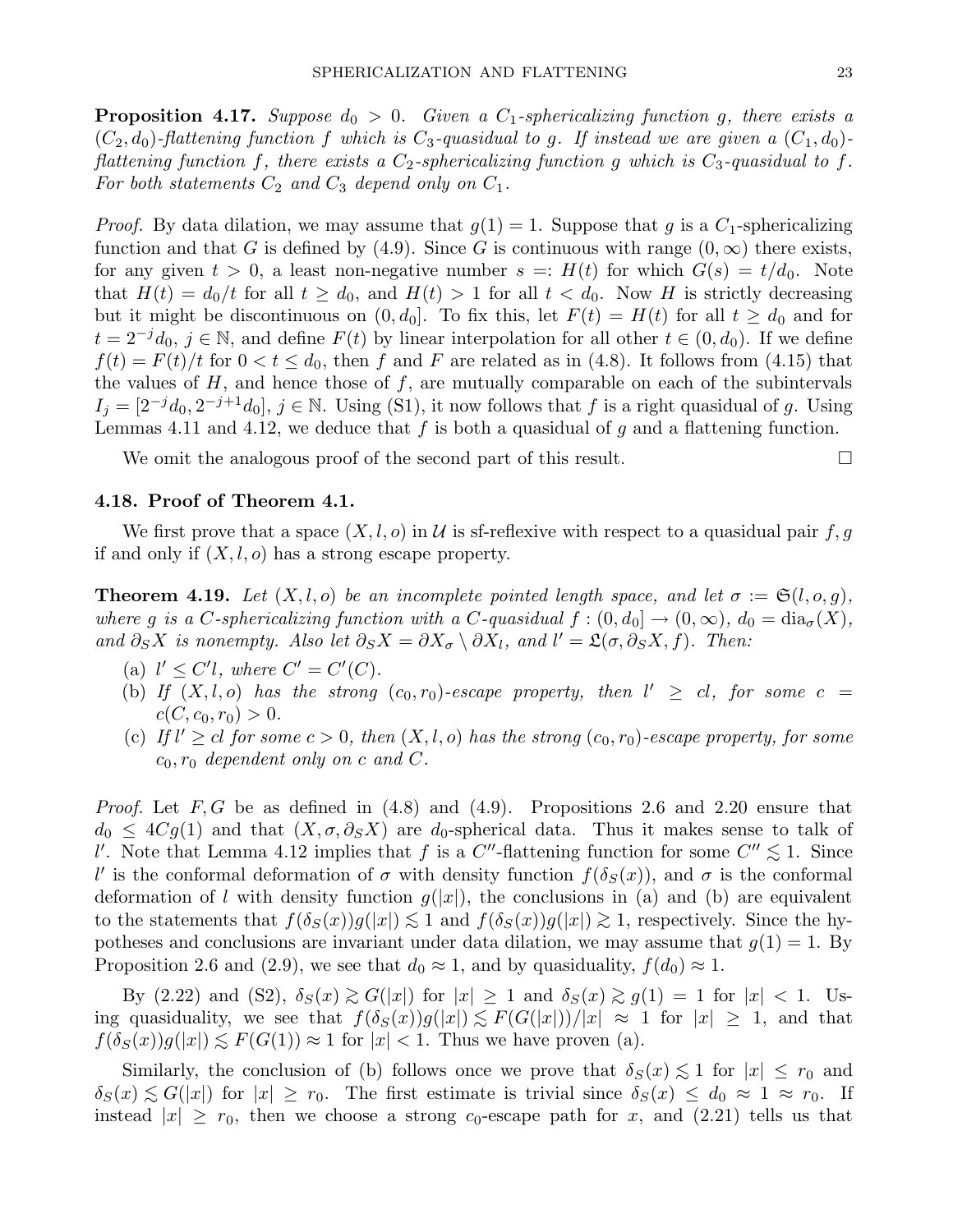**Proposition 4.17.** *Suppose $d_0 > 0$. Given a $C_1$-sphericalizing function $g$, there exists a $(C_2, d_0)$-flattening function $f$ which is $C_3$-quasidual to $g$. If instead we are given a $(C_1, d_0)$-flattening function $f$, there exists a $C_2$-sphericalizing function $g$ which is $C_3$-quasidual to $f$. For both statements $C_2$ and $C_3$ depend only on $C_1$.*

*Proof.* By data dilation, we may assume that $g(1) = 1$. Suppose that $g$ is a $C_1$-sphericalizing function and that $G$ is defined by (4.9). Since $G$ is continuous with range $(0,\infty)$ there exists, for any given $t > 0$, a least non-negative number $s =: H(t)$ for which $G(s) = t/d_0$. Note that $H(t) = d_0/t$ for all $t \ge d_0$, and $H(t) > 1$ for all $t < d_0$. Now $H$ is strictly decreasing but it might be discontinuous on $(0, d_0]$. To fix this, let $F(t) = H(t)$ for all $t \ge d_0$ and for $t = 2^{-j} d_0$, $j \in \mathbb{N}$, and define $F(t)$ by linear interpolation for all other $t \in (0, d_0)$. If we define $f(t) = F(t)/t$ for $0 < t \le d_0$, then $f$ and $F$ are related as in (4.8). It follows from (4.15) that the values of $H$, and hence those of $f$, are mutually comparable on each of the subintervals $I_j = [2^{-j}d_0, 2^{-j+1}d_0]$, $j \in \mathbb{N}$. Using (S1), it now follows that $f$ is a right quasidual of $g$. Using Lemmas 4.11 and 4.12, we deduce that $f$ is both a quasidual of $g$ and a flattening function.

We omit the analogous proof of the second part of this result. □

### 4.18. Proof of Theorem 4.1.

We first prove that a space $(X, l, o)$ in $\mathcal{U}$ is sf-reflexive with respect to a quasidual pair $f, g$ if and only if $(X, l, o)$ has a strong escape property.

**Theorem 4.19.** *Let $(X, l, o)$ be an incomplete pointed length space, and let $\sigma := \mathfrak{S}(l, o, g)$, where $g$ is a $C$-sphericalizing function with a $C$-quasidual $f : (0, d_0] \to (0,\infty)$, $d_0 = \mathrm{dia}_\sigma(X)$, and $\partial_S X$ is nonempty. Also let $\partial_S X = \partial X_\sigma \setminus \partial X_l$, and $l' = \mathfrak{L}(\sigma, \partial_S X, f)$. Then:*

(a) *$l' \le C' l$, where $C' = C'(C)$.*

(b) *If $(X, l, o)$ has the strong $(c_0, r_0)$-escape property, then $l' \ge cl$, for some $c = c(C, c_0, r_0) > 0$.*

(c) *If $l' \ge cl$ for some $c > 0$, then $(X, l, o)$ has the strong $(c_0, r_0)$-escape property, for some $c_0, r_0$ dependent only on $c$ and $C$.*

*Proof.* Let $F, G$ be as defined in (4.8) and (4.9). Propositions 2.6 and 2.20 ensure that $d_0 \le 4Cg(1)$ and that $(X, \sigma, \partial_S X)$ are $d_0$-spherical data. Thus it makes sense to talk of $l'$. Note that Lemma 4.12 implies that $f$ is a $C''$-flattening function for some $C'' \lesssim 1$. Since $l'$ is the conformal deformation of $\sigma$ with density function $f(\delta_S(x))$, and $\sigma$ is the conformal deformation of $l$ with density function $g(|x|)$, the conclusions in (a) and (b) are equivalent to the statements that $f(\delta_S(x))g(|x|) \lesssim 1$ and $f(\delta_S(x))g(|x|) \gtrsim 1$, respectively. Since the hypotheses and conclusions are invariant under data dilation, we may assume that $g(1) = 1$. By Proposition 2.6 and (2.9), we see that $d_0 \approx 1$, and by quasiduality, $f(d_0) \approx 1$.

By (2.22) and (S2), $\delta_S(x) \gtrsim G(|x|)$ for $|x| \ge 1$ and $\delta_S(x) \gtrsim g(1) = 1$ for $|x| < 1$. Using quasiduality, we see that $f(\delta_S(x))g(|x|) \lesssim F(G(|x|))/|x| \approx 1$ for $|x| \ge 1$, and that $f(\delta_S(x))g(|x|) \lesssim F(G(1)) \approx 1$ for $|x| < 1$. Thus we have proven (a).

Similarly, the conclusion of (b) follows once we prove that $\delta_S(x) \lesssim 1$ for $|x| \le r_0$ and $\delta_S(x) \lesssim G(|x|)$ for $|x| \ge r_0$. The first estimate is trivial since $\delta_S(x) \le d_0 \approx 1 \approx r_0$. If instead $|x| \ge r_0$, then we choose a strong $c_0$-escape path for $x$, and (2.21) tells us that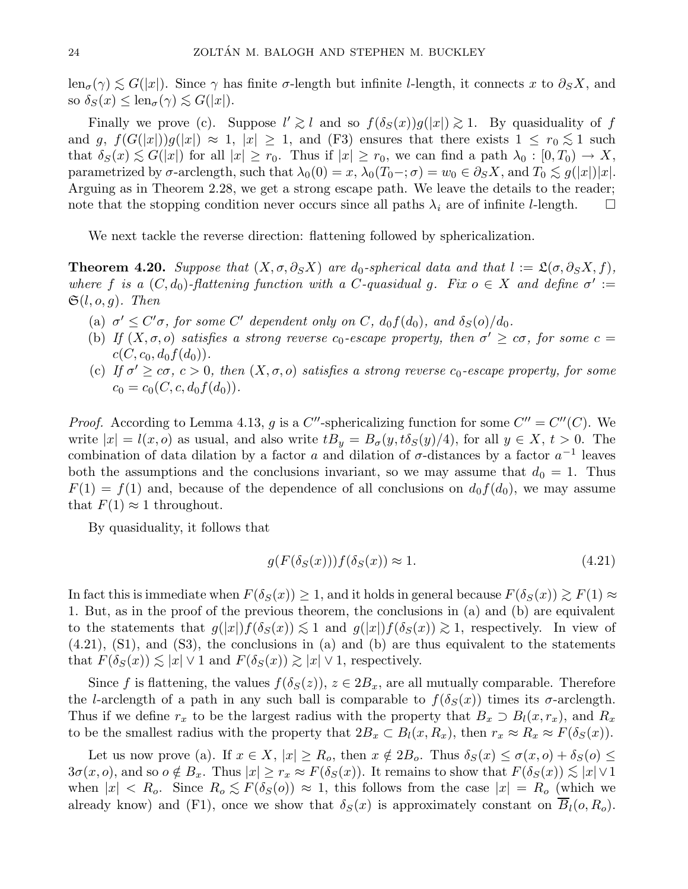$\text{len}_\sigma(\gamma) \lesssim G(|x|)$. Since $\gamma$ has finite $\sigma$-length but infinite $l$-length, it connects $x$ to $\partial_S X$, and so $\delta_S(x) \le \text{len}_\sigma(\gamma) \lesssim G(|x|)$.

Finally we prove (c). Suppose $l' \gtrsim l$ and so $f(\delta_S(x))g(|x|) \gtrsim 1$. By quasiduality of $f$ and $g$, $f(G(|x|))g(|x|) \approx 1$, $|x| \ge 1$, and (F3) ensures that there exists $1 \le r_0 \lesssim 1$ such that $\delta_S(x) \lesssim G(|x|)$ for all $|x| \ge r_0$. Thus if $|x| \ge r_0$, we can find a path $\lambda_0 : [0, T_0) \to X$, parametrized by $\sigma$-arclength, such that $\lambda_0(0) = x$, $\lambda_0(T_0-;\sigma) = w_0 \in \partial_S X$, and $T_0 \lesssim g(|x|)|x|$. Arguing as in Theorem 2.28, we get a strong escape path. We leave the details to the reader; note that the stopping condition never occurs since all paths $\lambda_i$ are of infinite $l$-length. $\square$

We next tackle the reverse direction: flattening followed by sphericalization.

**Theorem 4.20.** *Suppose that $(X, \sigma, \partial_S X)$ are $d_0$-spherical data and that $l := \mathfrak{L}(\sigma, \partial_S X, f)$, where $f$ is a $(C, d_0)$-flattening function with a $C$-quasidual $g$. Fix $o \in X$ and define $\sigma' := \mathfrak{S}(l, o, g)$. Then*

- (a) *$\sigma' \le C'\sigma$, for some $C'$ dependent only on $C$, $d_0 f(d_0)$, and $\delta_S(o)/d_0$.*
- (b) *If $(X, \sigma, o)$ satisfies a strong reverse $c_0$-escape property, then $\sigma' \ge c\sigma$, for some $c = c(C, c_0, d_0 f(d_0))$.*
- (c) *If $\sigma' \ge c\sigma$, $c > 0$, then $(X, \sigma, o)$ satisfies a strong reverse $c_0$-escape property, for some $c_0 = c_0(C, c, d_0 f(d_0))$.*

*Proof.* According to Lemma 4.13, $g$ is a $C''$-sphericalizing function for some $C'' = C''(C)$. We write $|x| = l(x, o)$ as usual, and also write $tB_y = B_\sigma(y, t\delta_S(y)/4)$, for all $y \in X$, $t > 0$. The combination of data dilation by a factor $a$ and dilation of $\sigma$-distances by a factor $a^{-1}$ leaves both the assumptions and the conclusions invariant, so we may assume that $d_0 = 1$. Thus $F(1) = f(1)$ and, because of the dependence of all conclusions on $d_0 f(d_0)$, we may assume that $F(1) \approx 1$ throughout.

By quasiduality, it follows that

$$g(F(\delta_S(x)))f(\delta_S(x)) \approx 1. \tag{4.21}$$

In fact this is immediate when $F(\delta_S(x)) \ge 1$, and it holds in general because $F(\delta_S(x)) \gtrsim F(1) \approx 1$. But, as in the proof of the previous theorem, the conclusions in (a) and (b) are equivalent to the statements that $g(|x|)f(\delta_S(x)) \lesssim 1$ and $g(|x|)f(\delta_S(x)) \gtrsim 1$, respectively. In view of (4.21), (S1), and (S3), the conclusions in (a) and (b) are thus equivalent to the statements that $F(\delta_S(x)) \lesssim |x| \vee 1$ and $F(\delta_S(x)) \gtrsim |x| \vee 1$, respectively.

Since $f$ is flattening, the values $f(\delta_S(z))$, $z \in 2B_x$, are all mutually comparable. Therefore the $l$-arclength of a path in any such ball is comparable to $f(\delta_S(x))$ times its $\sigma$-arclength. Thus if we define $r_x$ to be the largest radius with the property that $B_x \supset B_l(x, r_x)$, and $R_x$ to be the smallest radius with the property that $2B_x \subset B_l(x, R_x)$, then $r_x \approx R_x \approx F(\delta_S(x))$.

Let us now prove (a). If $x \in X$, $|x| \ge R_o$, then $x \notin 2B_o$. Thus $\delta_S(x) \le \sigma(x, o) + \delta_S(o) \le 3\sigma(x, o)$, and so $o \notin B_x$. Thus $|x| \ge r_x \approx F(\delta_S(x))$. It remains to show that $F(\delta_S(x)) \lesssim |x| \vee 1$ when $|x| < R_o$. Since $R_o \lesssim F(\delta_S(o)) \approx 1$, this follows from the case $|x| = R_o$ (which we already know) and (F1), once we show that $\delta_S(x)$ is approximately constant on $\overline{B}_l(o, R_o)$.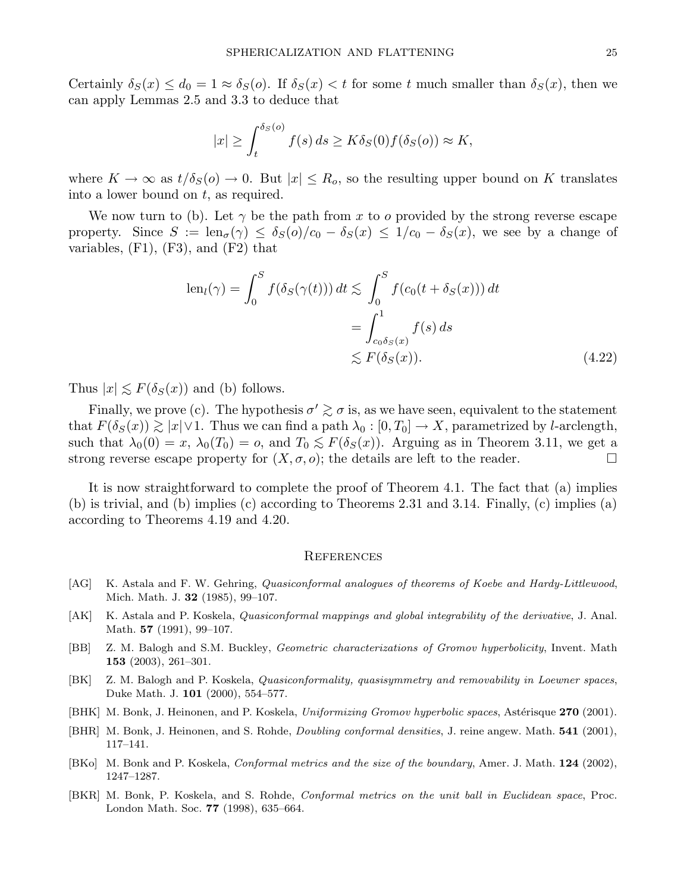Certainly $\delta_S(x) \le d_0 = 1 \approx \delta_S(o)$. If $\delta_S(x) < t$ for some $t$ much smaller than $\delta_S(x)$, then we can apply Lemmas 2.5 and 3.3 to deduce that

$$|x| \ge \int_t^{\delta_S(o)} f(s)\, ds \ge K\delta_S(0) f(\delta_S(o)) \approx K,$$

where $K \to \infty$ as $t/\delta_S(o) \to 0$. But $|x| \le R_o$, so the resulting upper bound on $K$ translates into a lower bound on $t$, as required.

We now turn to (b). Let $\gamma$ be the path from $x$ to $o$ provided by the strong reverse escape property. Since $S := \mathrm{len}_\sigma(\gamma) \le \delta_S(o)/c_0 - \delta_S(x) \le 1/c_0 - \delta_S(x)$, we see by a change of variables, (F1), (F3), and (F2) that

$$\begin{aligned} \mathrm{len}_l(\gamma) = \int_0^S f(\delta_S(\gamma(t)))\, dt &\lesssim \int_0^S f(c_0(t + \delta_S(x)))\, dt \\ &= \int_{c_0\delta_S(x)}^1 f(s)\, ds \\ &\lesssim F(\delta_S(x)). \end{aligned} \tag{4.22}$$

Thus $|x| \lesssim F(\delta_S(x))$ and (b) follows.

Finally, we prove (c). The hypothesis $\sigma' \gtrsim \sigma$ is, as we have seen, equivalent to the statement that $F(\delta_S(x)) \gtrsim |x| \vee 1$. Thus we can find a path $\lambda_0 : [0, T_0] \to X$, parametrized by $l$-arclength, such that $\lambda_0(0) = x$, $\lambda_0(T_0) = o$, and $T_0 \lesssim F(\delta_S(x))$. Arguing as in Theorem 3.11, we get a strong reverse escape property for $(X, \sigma, o)$; the details are left to the reader. □

It is now straightforward to complete the proof of Theorem 4.1. The fact that (a) implies (b) is trivial, and (b) implies (c) according to Theorems 2.31 and 3.14. Finally, (c) implies (a) according to Theorems 4.19 and 4.20.

## References

- [AG] K. Astala and F. W. Gehring, *Quasiconformal analogues of theorems of Koebe and Hardy-Littlewood*, Mich. Math. J. **32** (1985), 99–107.
- [AK] K. Astala and P. Koskela, *Quasiconformal mappings and global integrability of the derivative*, J. Anal. Math. **57** (1991), 99–107.
- [BB] Z. M. Balogh and S.M. Buckley, *Geometric characterizations of Gromov hyperbolicity*, Invent. Math **153** (2003), 261–301.
- [BK] Z. M. Balogh and P. Koskela, *Quasiconformality, quasisymmetry and removability in Loewner spaces*, Duke Math. J. **101** (2000), 554–577.
- [BHK] M. Bonk, J. Heinonen, and P. Koskela, *Uniformizing Gromov hyperbolic spaces*, Astérisque **270** (2001).
- [BHR] M. Bonk, J. Heinonen, and S. Rohde, *Doubling conformal densities*, J. reine angew. Math. **541** (2001), 117–141.
- [BKo] M. Bonk and P. Koskela, *Conformal metrics and the size of the boundary*, Amer. J. Math. **124** (2002), 1247–1287.
- [BKR] M. Bonk, P. Koskela, and S. Rohde, *Conformal metrics on the unit ball in Euclidean space*, Proc. London Math. Soc. **77** (1998), 635–664.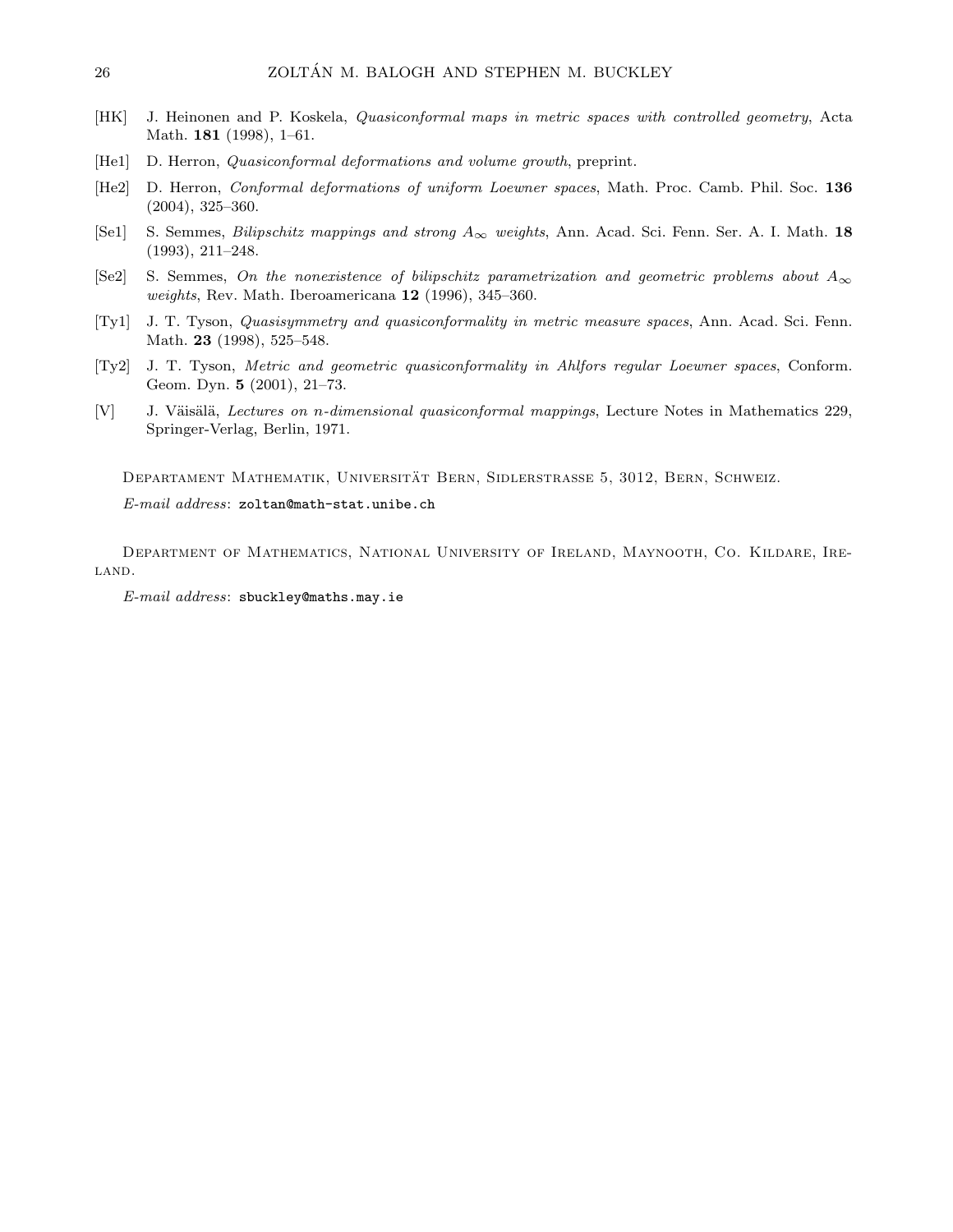[HK] J. Heinonen and P. Koskela, *Quasiconformal maps in metric spaces with controlled geometry*, Acta Math. **181** (1998), 1–61.

[He1] D. Herron, *Quasiconformal deformations and volume growth*, preprint.

[He2] D. Herron, *Conformal deformations of uniform Loewner spaces*, Math. Proc. Camb. Phil. Soc. **136** (2004), 325–360.

[Se1] S. Semmes, *Bilipschitz mappings and strong $A_\infty$ weights*, Ann. Acad. Sci. Fenn. Ser. A. I. Math. **18** (1993), 211–248.

[Se2] S. Semmes, *On the nonexistence of bilipschitz parametrization and geometric problems about $A_\infty$ weights*, Rev. Math. Iberoamericana **12** (1996), 345–360.

[Ty1] J. T. Tyson, *Quasisymmetry and quasiconformality in metric measure spaces*, Ann. Acad. Sci. Fenn. Math. **23** (1998), 525–548.

[Ty2] J. T. Tyson, *Metric and geometric quasiconformality in Ahlfors regular Loewner spaces*, Conform. Geom. Dyn. **5** (2001), 21–73.

[V] J. Väisälä, *Lectures on n-dimensional quasiconformal mappings*, Lecture Notes in Mathematics 229, Springer-Verlag, Berlin, 1971.

Departament Mathematik, Universität Bern, Sidlerstrasse 5, 3012, Bern, Schweiz.

*E-mail address*: zoltan@math-stat.unibe.ch

Department of Mathematics, National University of Ireland, Maynooth, Co. Kildare, Ireland.

*E-mail address*: sbuckley@maths.may.ie